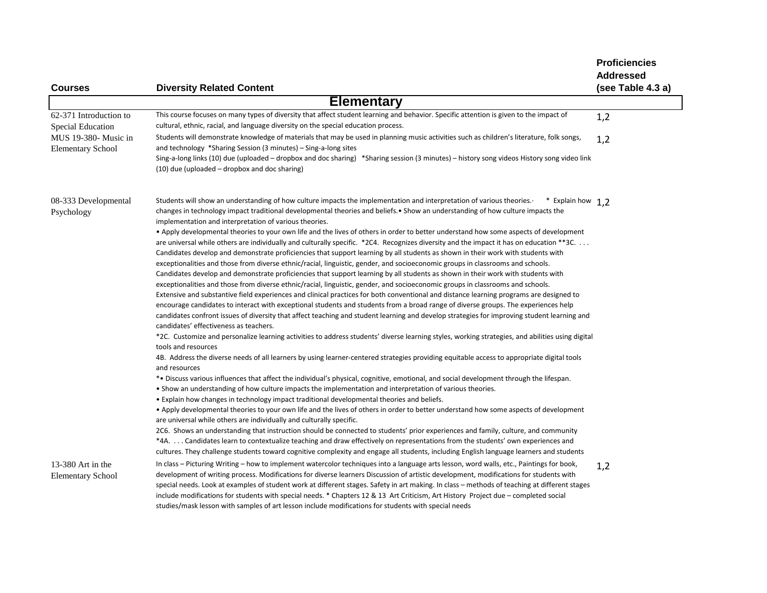| Courses | Diversity Related Content | Proficiencies Addressed (see Table 4.3 a) |
|---|---|---|
| **Elementary** | | |
| 62-371 Introduction to Special Education | This course focuses on many types of diversity that affect student learning and behavior. Specific attention is given to the impact of cultural, ethnic, racial, and language diversity on the special education process. | 1,2 |
| MUS 19-380- Music in Elementary School | Students will demonstrate knowledge of materials that may be used in planning music activities such as children's literature, folk songs, and technology *Sharing Session (3 minutes) – Sing-a-long sites Sing-a-long links (10) due (uploaded – dropbox and doc sharing) *Sharing session (3 minutes) – history song videos History song video link (10) due (uploaded – dropbox and doc sharing) | 1,2 |
| 08-333 Developmental Psychology | Students will show an understanding of how culture impacts the implementation and interpretation of various theories.· * Explain how changes in technology impact traditional developmental theories and beliefs.• Show an understanding of how culture impacts the implementation and interpretation of various theories. • Apply developmental theories to your own life and the lives of others in order to better understand how some aspects of development are universal while others are individually and culturally specific. *2C4. Recognizes diversity and the impact it has on education **3C. . . . Candidates develop and demonstrate proficiencies that support learning by all students as shown in their work with students with exceptionalities and those from diverse ethnic/racial, linguistic, gender, and socioeconomic groups in classrooms and schools. Candidates develop and demonstrate proficiencies that support learning by all students as shown in their work with students with exceptionalities and those from diverse ethnic/racial, linguistic, gender, and socioeconomic groups in classrooms and schools. Extensive and substantive field experiences and clinical practices for both conventional and distance learning programs are designed to encourage candidates to interact with exceptional students and students from a broad range of diverse groups. The experiences help candidates confront issues of diversity that affect teaching and student learning and develop strategies for improving student learning and candidates' effectiveness as teachers. *2C. Customize and personalize learning activities to address students' diverse learning styles, working strategies, and abilities using digital tools and resources 4B. Address the diverse needs of all learners by using learner-centered strategies providing equitable access to appropriate digital tools and resources *• Discuss various influences that affect the individual's physical, cognitive, emotional, and social development through the lifespan. • Show an understanding of how culture impacts the implementation and interpretation of various theories. • Explain how changes in technology impact traditional developmental theories and beliefs. • Apply developmental theories to your own life and the lives of others in order to better understand how some aspects of development are universal while others are individually and culturally specific. 2C6. Shows an understanding that instruction should be connected to students' prior experiences and family, culture, and community *4A. . . . Candidates learn to contextualize teaching and draw effectively on representations from the students' own experiences and cultures. They challenge students toward cognitive complexity and engage all students, including English language learners and students | 1,2 |
| 13-380 Art in the Elementary School | In class – Picturing Writing – how to implement watercolor techniques into a language arts lesson, word walls, etc., Paintings for book, development of writing process. Modifications for diverse learners Discussion of artistic development, modifications for students with special needs. Look at examples of student work at different stages. Safety in art making. In class – methods of teaching at different stages include modifications for students with special needs. * Chapters 12 & 13 Art Criticism, Art History Project due – completed social studies/mask lesson with samples of art lesson include modifications for students with special needs | 1,2 |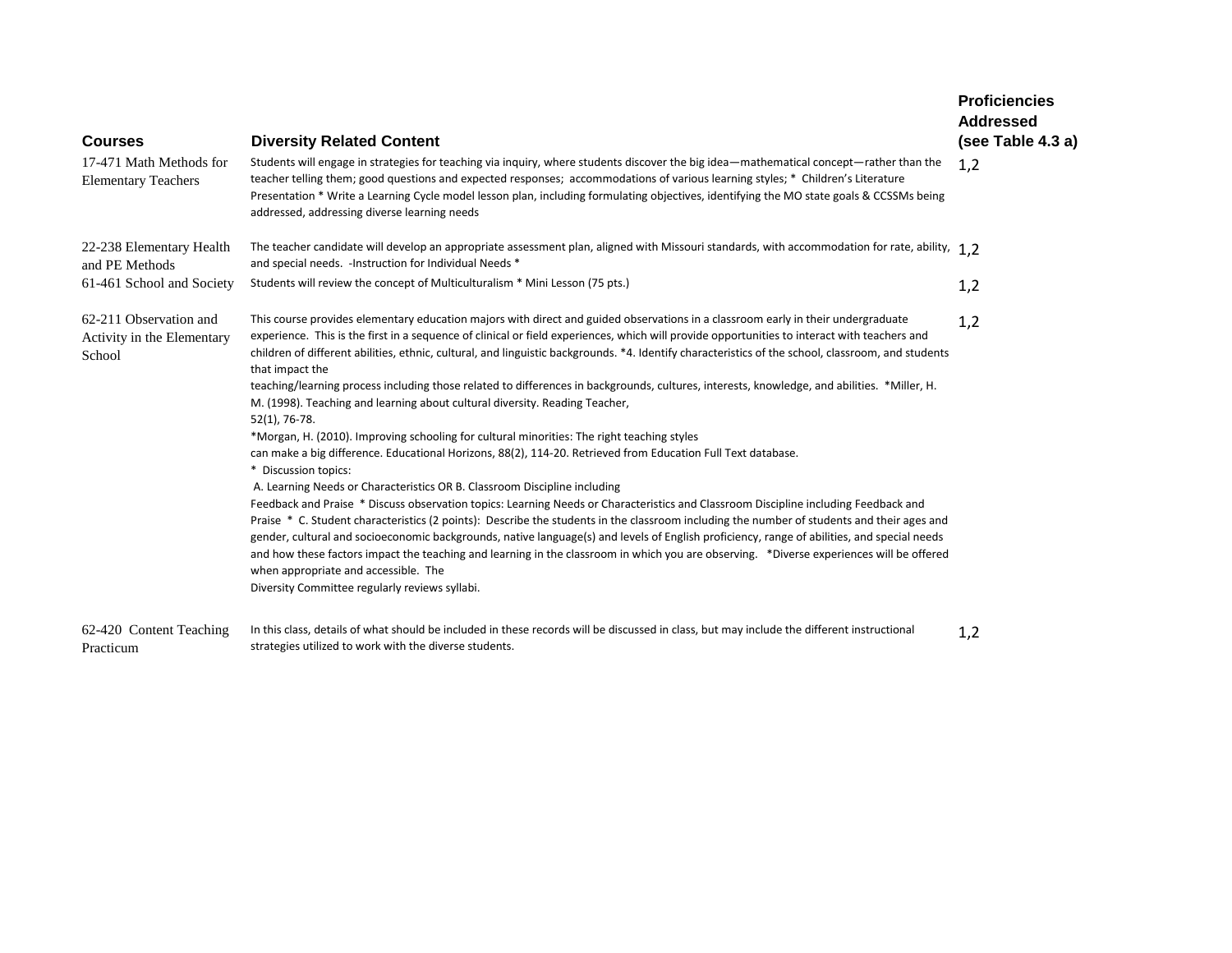| Courses | Diversity Related Content | Proficiencies Addressed (see Table 4.3 a) |
|---|---|---|
| 17-471 Math Methods for Elementary Teachers | Students will engage in strategies for teaching via inquiry, where students discover the big idea—mathematical concept—rather than the teacher telling them; good questions and expected responses; accommodations of various learning styles; * Children's Literature Presentation * Write a Learning Cycle model lesson plan, including formulating objectives, identifying the MO state goals & CCSSMs being addressed, addressing diverse learning needs | 1,2 |
| 22-238 Elementary Health and PE Methods | The teacher candidate will develop an appropriate assessment plan, aligned with Missouri standards, with accommodation for rate, ability, and special needs. -Instruction for Individual Needs * | 1,2 |
| 61-461 School and Society | Students will review the concept of Multiculturalism * Mini Lesson (75 pts.) | 1,2 |
| 62-211 Observation and Activity in the Elementary School | This course provides elementary education majors with direct and guided observations in a classroom early in their undergraduate experience. This is the first in a sequence of clinical or field experiences, which will provide opportunities to interact with teachers and children of different abilities, ethnic, cultural, and linguistic backgrounds. *4. Identify characteristics of the school, classroom, and students that impact the teaching/learning process including those related to differences in backgrounds, cultures, interests, knowledge, and abilities. *Miller, H. M. (1998). Teaching and learning about cultural diversity. Reading Teacher, 52(1), 76-78. *Morgan, H. (2010). Improving schooling for cultural minorities: The right teaching styles can make a big difference. Educational Horizons, 88(2), 114-20. Retrieved from Education Full Text database. * Discussion topics: A. Learning Needs or Characteristics OR B. Classroom Discipline including Feedback and Praise * Discuss observation topics: Learning Needs or Characteristics and Classroom Discipline including Feedback and Praise * C. Student characteristics (2 points): Describe the students in the classroom including the number of students and their ages and gender, cultural and socioeconomic backgrounds, native language(s) and levels of English proficiency, range of abilities, and special needs and how these factors impact the teaching and learning in the classroom in which you are observing. *Diverse experiences will be offered when appropriate and accessible. The Diversity Committee regularly reviews syllabi. | 1,2 |
| 62-420 Content Teaching Practicum | In this class, details of what should be included in these records will be discussed in class, but may include the different instructional strategies utilized to work with the diverse students. | 1,2 |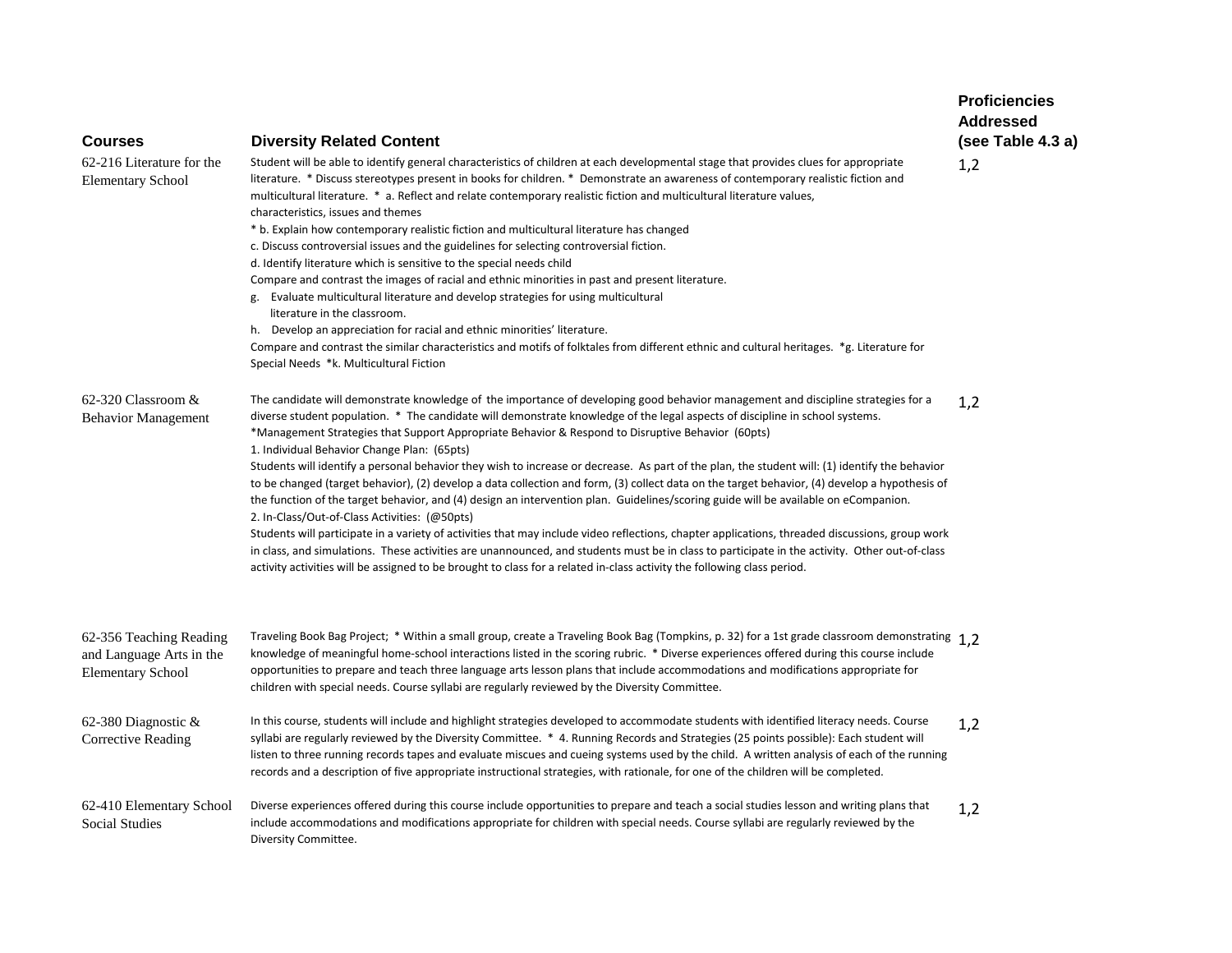| Courses | Diversity Related Content | Proficiencies Addressed (see Table 4.3 a) |
|---|---|---|
| 62-216 Literature for the Elementary School | Student will be able to identify general characteristics of children at each developmental stage that provides clues for appropriate literature. * Discuss stereotypes present in books for children. * Demonstrate an awareness of contemporary realistic fiction and multicultural literature. * a. Reflect and relate contemporary realistic fiction and multicultural literature values, characteristics, issues and themes<br>* b. Explain how contemporary realistic fiction and multicultural literature has changed<br>c. Discuss controversial issues and the guidelines for selecting controversial fiction.<br>d. Identify literature which is sensitive to the special needs child<br>Compare and contrast the images of racial and ethnic minorities in past and present literature.<br>g. Evaluate multicultural literature and develop strategies for using multicultural literature in the classroom.<br>h. Develop an appreciation for racial and ethnic minorities' literature.<br>Compare and contrast the similar characteristics and motifs of folktales from different ethnic and cultural heritages. *g. Literature for Special Needs *k. Multicultural Fiction | 1,2 |
| 62-320 Classroom & Behavior Management | The candidate will demonstrate knowledge of the importance of developing good behavior management and discipline strategies for a diverse student population. * The candidate will demonstrate knowledge of the legal aspects of discipline in school systems.<br>*Management Strategies that Support Appropriate Behavior & Respond to Disruptive Behavior (60pts)<br>1. Individual Behavior Change Plan: (65pts)<br>Students will identify a personal behavior they wish to increase or decrease. As part of the plan, the student will: (1) identify the behavior to be changed (target behavior), (2) develop a data collection and form, (3) collect data on the target behavior, (4) develop a hypothesis of the function of the target behavior, and (4) design an intervention plan. Guidelines/scoring guide will be available on eCompanion.<br>2. In-Class/Out-of-Class Activities: (@50pts)<br>Students will participate in a variety of activities that may include video reflections, chapter applications, threaded discussions, group work in class, and simulations. These activities are unannounced, and students must be in class to participate in the activity. Other out-of-class activity activities will be assigned to be brought to class for a related in-class activity the following class period. | 1,2 |
| 62-356 Teaching Reading and Language Arts in the Elementary School | Traveling Book Bag Project; * Within a small group, create a Traveling Book Bag (Tompkins, p. 32) for a 1st grade classroom demonstrating knowledge of meaningful home-school interactions listed in the scoring rubric. * Diverse experiences offered during this course include opportunities to prepare and teach three language arts lesson plans that include accommodations and modifications appropriate for children with special needs. Course syllabi are regularly reviewed by the Diversity Committee. | 1,2 |
| 62-380 Diagnostic & Corrective Reading | In this course, students will include and highlight strategies developed to accommodate students with identified literacy needs. Course syllabi are regularly reviewed by the Diversity Committee. * 4. Running Records and Strategies (25 points possible): Each student will listen to three running records tapes and evaluate miscues and cueing systems used by the child. A written analysis of each of the running records and a description of five appropriate instructional strategies, with rationale, for one of the children will be completed. | 1,2 |
| 62-410 Elementary School Social Studies | Diverse experiences offered during this course include opportunities to prepare and teach a social studies lesson and writing plans that include accommodations and modifications appropriate for children with special needs. Course syllabi are regularly reviewed by the Diversity Committee. | 1,2 |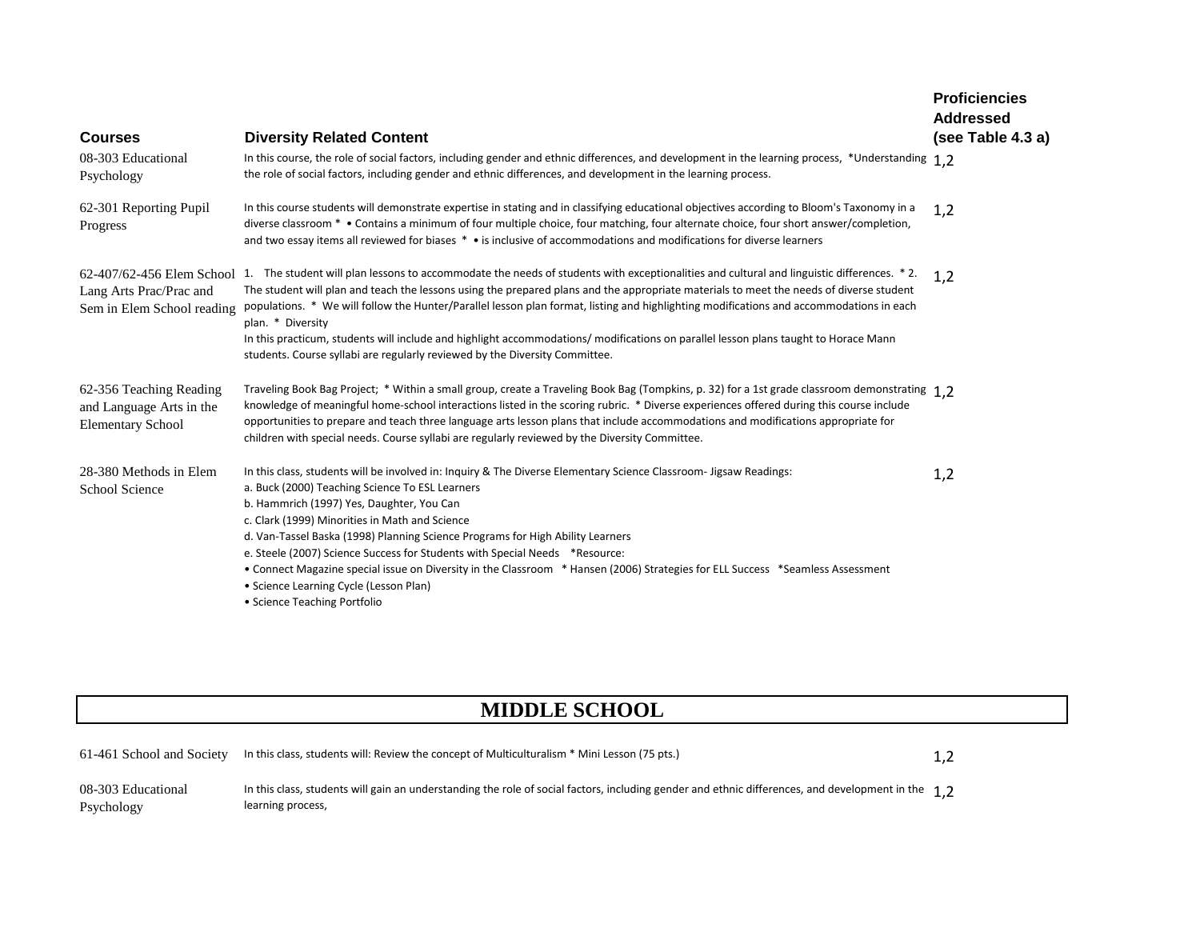| Courses | Diversity Related Content | Proficiencies Addressed (see Table 4.3 a) |
|---|---|---|
| 08-303 Educational Psychology | In this course, the role of social factors, including gender and ethnic differences, and development in the learning process, *Understanding the role of social factors, including gender and ethnic differences, and development in the learning process. | 1,2 |
| 62-301 Reporting Pupil Progress | In this course students will demonstrate expertise in stating and in classifying educational objectives according to Bloom's Taxonomy in a diverse classroom * • Contains a minimum of four multiple choice, four matching, four alternate choice, four short answer/completion, and two essay items all reviewed for biases * • is inclusive of accommodations and modifications for diverse learners | 1,2 |
| 62-407/62-456 Elem School Lang Arts Prac/Prac and Sem in Elem School reading | 1. The student will plan lessons to accommodate the needs of students with exceptionalities and cultural and linguistic differences. * 2. The student will plan and teach the lessons using the prepared plans and the appropriate materials to meet the needs of diverse student populations. * We will follow the Hunter/Parallel lesson plan format, listing and highlighting modifications and accommodations in each plan. * Diversity<br>In this practicum, students will include and highlight accommodations/ modifications on parallel lesson plans taught to Horace Mann students. Course syllabi are regularly reviewed by the Diversity Committee. | 1,2 |
| 62-356 Teaching Reading and Language Arts in the Elementary School | Traveling Book Bag Project; * Within a small group, create a Traveling Book Bag (Tompkins, p. 32) for a 1st grade classroom demonstrating knowledge of meaningful home-school interactions listed in the scoring rubric. * Diverse experiences offered during this course include opportunities to prepare and teach three language arts lesson plans that include accommodations and modifications appropriate for children with special needs. Course syllabi are regularly reviewed by the Diversity Committee. | 1,2 |
| 28-380 Methods in Elem School Science | In this class, students will be involved in: Inquiry & The Diverse Elementary Science Classroom- Jigsaw Readings:<br>a. Buck (2000) Teaching Science To ESL Learners<br>b. Hammrich (1997) Yes, Daughter, You Can<br>c. Clark (1999) Minorities in Math and Science<br>d. Van-Tassel Baska (1998) Planning Science Programs for High Ability Learners<br>e. Steele (2007) Science Success for Students with Special Needs *Resource:<br>• Connect Magazine special issue on Diversity in the Classroom * Hansen (2006) Strategies for ELL Success *Seamless Assessment<br>• Science Learning Cycle (Lesson Plan)<br>• Science Teaching Portfolio | 1,2 |

## MIDDLE SCHOOL

| Courses | Diversity Related Content | Proficiencies Addressed (see Table 4.3 a) |
|---|---|---|
| 61-461 School and Society | In this class, students will: Review the concept of Multiculturalism * Mini Lesson (75 pts.) | 1,2 |
| 08-303 Educational Psychology | In this class, students will gain an understanding the role of social factors, including gender and ethnic differences, and development in the learning process, | 1,2 |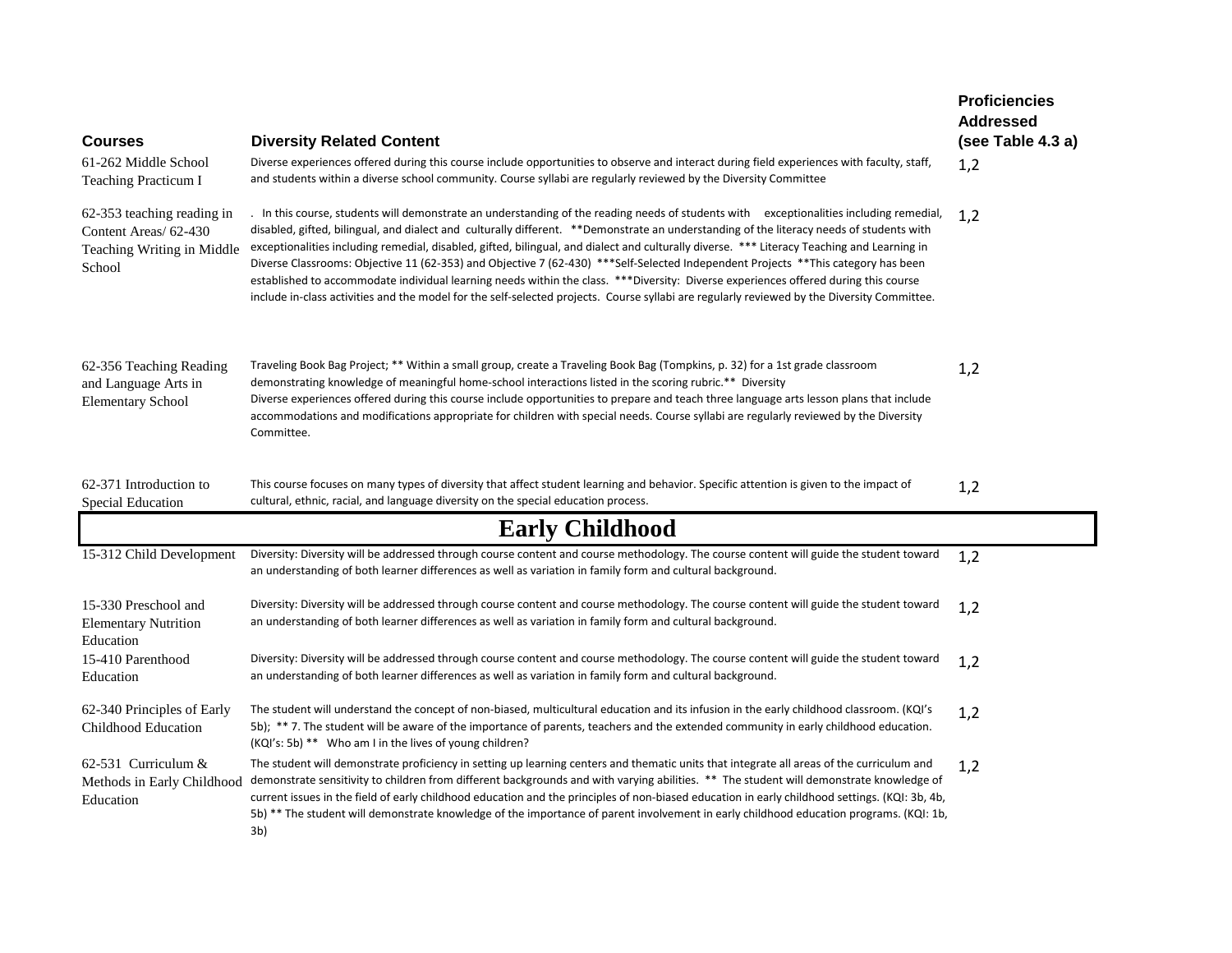| Courses | Diversity Related Content | Proficiencies Addressed (see Table 4.3 a) |
|---|---|---|
| 61-262 Middle School Teaching Practicum I | Diverse experiences offered during this course include opportunities to observe and interact during field experiences with faculty, staff, and students within a diverse school community. Course syllabi are regularly reviewed by the Diversity Committee | 1,2 |
| 62-353 teaching reading in Content Areas/ 62-430 Teaching Writing in Middle School | . In this course, students will demonstrate an understanding of the reading needs of students with exceptionalities including remedial, disabled, gifted, bilingual, and dialect and culturally different. **Demonstrate an understanding of the literacy needs of students with exceptionalities including remedial, disabled, gifted, bilingual, and dialect and culturally diverse. *** Literacy Teaching and Learning in Diverse Classrooms: Objective 11 (62-353) and Objective 7 (62-430) ***Self-Selected Independent Projects **This category has been established to accommodate individual learning needs within the class. ***Diversity: Diverse experiences offered during this course include in-class activities and the model for the self-selected projects. Course syllabi are regularly reviewed by the Diversity Committee. | 1,2 |
| 62-356 Teaching Reading and Language Arts in Elementary School | Traveling Book Bag Project; ** Within a small group, create a Traveling Book Bag (Tompkins, p. 32) for a 1st grade classroom demonstrating knowledge of meaningful home-school interactions listed in the scoring rubric.** Diversity<br>Diverse experiences offered during this course include opportunities to prepare and teach three language arts lesson plans that include accommodations and modifications appropriate for children with special needs. Course syllabi are regularly reviewed by the Diversity Committee. | 1,2 |
| 62-371 Introduction to Special Education | This course focuses on many types of diversity that affect student learning and behavior. Specific attention is given to the impact of cultural, ethnic, racial, and language diversity on the special education process. | 1,2 |
| **Early Childhood** | | |
| 15-312 Child Development | Diversity: Diversity will be addressed through course content and course methodology. The course content will guide the student toward an understanding of both learner differences as well as variation in family form and cultural background. | 1,2 |
| 15-330 Preschool and Elementary Nutrition Education | Diversity: Diversity will be addressed through course content and course methodology. The course content will guide the student toward an understanding of both learner differences as well as variation in family form and cultural background. | 1,2 |
| 15-410 Parenthood Education | Diversity: Diversity will be addressed through course content and course methodology. The course content will guide the student toward an understanding of both learner differences as well as variation in family form and cultural background. | 1,2 |
| 62-340 Principles of Early Childhood Education | The student will understand the concept of non-biased, multicultural education and its infusion in the early childhood classroom. (KQI's 5b); ** 7. The student will be aware of the importance of parents, teachers and the extended community in early childhood education. (KQI's: 5b) ** Who am I in the lives of young children? | 1,2 |
| 62-531 Curriculum & Methods in Early Childhood Education | The student will demonstrate proficiency in setting up learning centers and thematic units that integrate all areas of the curriculum and demonstrate sensitivity to children from different backgrounds and with varying abilities. ** The student will demonstrate knowledge of current issues in the field of early childhood education and the principles of non-biased education in early childhood settings. (KQI: 3b, 4b, 5b) ** The student will demonstrate knowledge of the importance of parent involvement in early childhood education programs. (KQI: 1b, 3b) | 1,2 |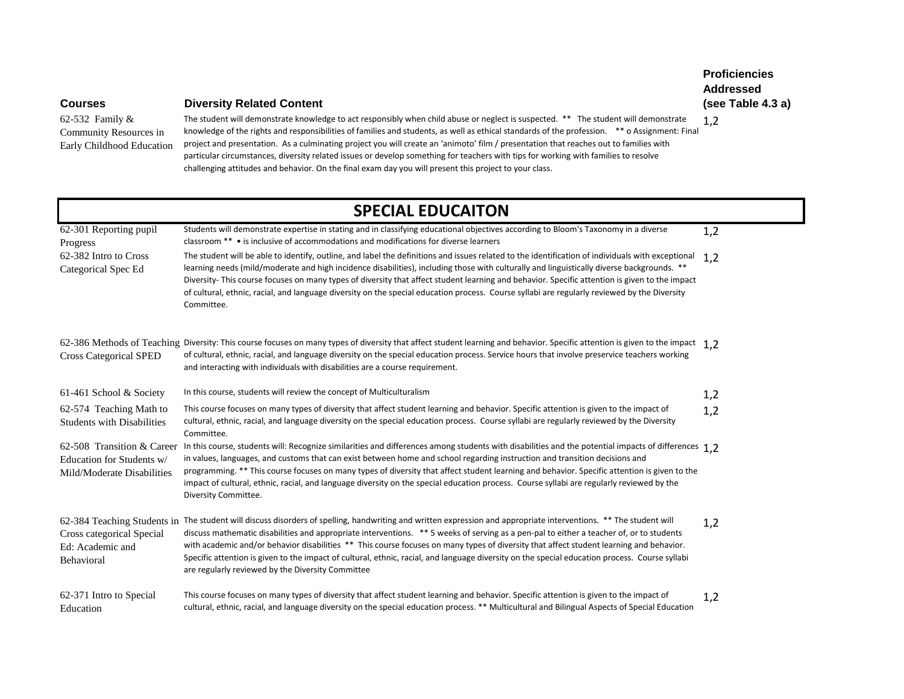| Courses | Diversity Related Content | Proficiencies Addressed (see Table 4.3 a) |
|---|---|---|
| 62-532 Family & Community Resources in Early Childhood Education | The student will demonstrate knowledge to act responsibly when child abuse or neglect is suspected. ** The student will demonstrate knowledge of the rights and responsibilities of families and students, as well as ethical standards of the profession. ** o Assignment: Final project and presentation. As a culminating project you will create an 'animoto' film / presentation that reaches out to families with particular circumstances, diversity related issues or develop something for teachers with tips for working with families to resolve challenging attitudes and behavior. On the final exam day you will present this project to your class. | 1,2 |

## SPECIAL EDUCAITON

| Courses | Diversity Related Content | Proficiencies Addressed (see Table 4.3 a) |
|---|---|---|
| 62-301 Reporting pupil Progress | Students will demonstrate expertise in stating and in classifying educational objectives according to Bloom's Taxonomy in a diverse classroom ** • is inclusive of accommodations and modifications for diverse learners | 1,2 |
| 62-382 Intro to Cross Categorical Spec Ed | The student will be able to identify, outline, and label the definitions and issues related to the identification of individuals with exceptional learning needs (mild/moderate and high incidence disabilities), including those with culturally and linguistically diverse backgrounds. ** Diversity- This course focuses on many types of diversity that affect student learning and behavior. Specific attention is given to the impact of cultural, ethnic, racial, and language diversity on the special education process. Course syllabi are regularly reviewed by the Diversity Committee. | 1,2 |
| 62-386 Methods of Teaching Cross Categorical SPED | Diversity: This course focuses on many types of diversity that affect student learning and behavior. Specific attention is given to the impact of cultural, ethnic, racial, and language diversity on the special education process. Service hours that involve preservice teachers working and interacting with individuals with disabilities are a course requirement. | 1,2 |
| 61-461 School & Society | In this course, students will review the concept of Multiculturalism | 1,2 |
| 62-574 Teaching Math to Students with Disabilities | This course focuses on many types of diversity that affect student learning and behavior. Specific attention is given to the impact of cultural, ethnic, racial, and language diversity on the special education process. Course syllabi are regularly reviewed by the Diversity Committee. | 1,2 |
| 62-508 Transition & Career Education for Students w/ Mild/Moderate Disabilities | In this course, students will: Recognize similarities and differences among students with disabilities and the potential impacts of differences in values, languages, and customs that can exist between home and school regarding instruction and transition decisions and programming. ** This course focuses on many types of diversity that affect student learning and behavior. Specific attention is given to the impact of cultural, ethnic, racial, and language diversity on the special education process. Course syllabi are regularly reviewed by the Diversity Committee. | 1,2 |
| 62-384 Teaching Students in Cross categorical Special Ed: Academic and Behavioral | The student will discuss disorders of spelling, handwriting and written expression and appropriate interventions. ** The student will discuss mathematic disabilities and appropriate interventions. ** 5 weeks of serving as a pen-pal to either a teacher of, or to students with academic and/or behavior disabilities ** This course focuses on many types of diversity that affect student learning and behavior. Specific attention is given to the impact of cultural, ethnic, racial, and language diversity on the special education process. Course syllabi are regularly reviewed by the Diversity Committee | 1,2 |
| 62-371 Intro to Special Education | This course focuses on many types of diversity that affect student learning and behavior. Specific attention is given to the impact of cultural, ethnic, racial, and language diversity on the special education process. ** Multicultural and Bilingual Aspects of Special Education | 1,2 |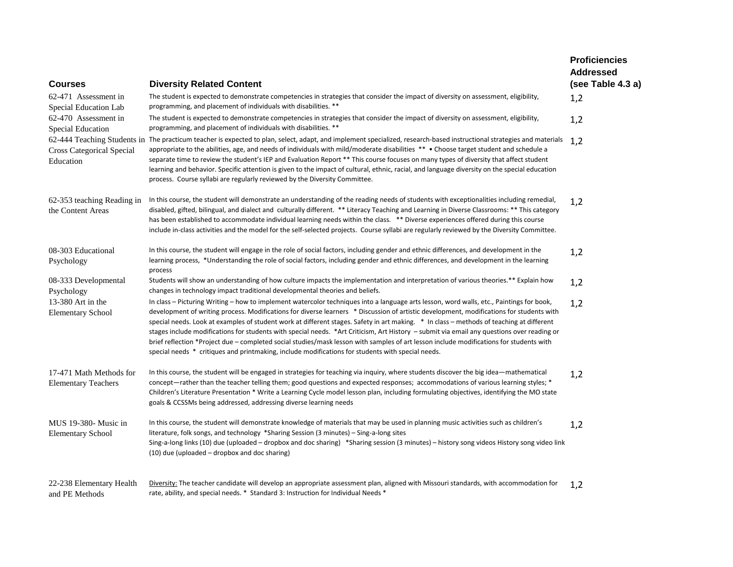| Courses | Diversity Related Content | Proficiencies Addressed (see Table 4.3 a) |
|---|---|---|
| 62-471 Assessment in Special Education Lab | The student is expected to demonstrate competencies in strategies that consider the impact of diversity on assessment, eligibility, programming, and placement of individuals with disabilities. ** | 1,2 |
| 62-470 Assessment in Special Education | The student is expected to demonstrate competencies in strategies that consider the impact of diversity on assessment, eligibility, programming, and placement of individuals with disabilities. ** | 1,2 |
| 62-444 Teaching Students in Cross Categorical Special Education | The practicum teacher is expected to plan, select, adapt, and implement specialized, research-based instructional strategies and materials appropriate to the abilities, age, and needs of individuals with mild/moderate disabilities ** • Choose target student and schedule a separate time to review the student's IEP and Evaluation Report ** This course focuses on many types of diversity that affect student learning and behavior. Specific attention is given to the impact of cultural, ethnic, racial, and language diversity on the special education process. Course syllabi are regularly reviewed by the Diversity Committee. | 1,2 |
| 62-353 teaching Reading in the Content Areas | In this course, the student will demonstrate an understanding of the reading needs of students with exceptionalities including remedial, disabled, gifted, bilingual, and dialect and culturally different. ** Literacy Teaching and Learning in Diverse Classrooms: ** This category has been established to accommodate individual learning needs within the class. ** Diverse experiences offered during this course include in-class activities and the model for the self-selected projects. Course syllabi are regularly reviewed by the Diversity Committee. | 1,2 |
| 08-303 Educational Psychology | In this course, the student will engage in the role of social factors, including gender and ethnic differences, and development in the learning process, *Understanding the role of social factors, including gender and ethnic differences, and development in the learning process | 1,2 |
| 08-333 Developmental Psychology | Students will show an understanding of how culture impacts the implementation and interpretation of various theories.** Explain how changes in technology impact traditional developmental theories and beliefs. | 1,2 |
| 13-380 Art in the Elementary School | In class – Picturing Writing – how to implement watercolor techniques into a language arts lesson, word walls, etc., Paintings for book, development of writing process. Modifications for diverse learners * Discussion of artistic development, modifications for students with special needs. Look at examples of student work at different stages. Safety in art making. * In class – methods of teaching at different stages include modifications for students with special needs. *Art Criticism, Art History – submit via email any questions over reading or brief reflection *Project due – completed social studies/mask lesson with samples of art lesson include modifications for students with special needs * critiques and printmaking, include modifications for students with special needs. | 1,2 |
| 17-471 Math Methods for Elementary Teachers | In this course, the student will be engaged in strategies for teaching via inquiry, where students discover the big idea—mathematical concept—rather than the teacher telling them; good questions and expected responses; accommodations of various learning styles; * Children's Literature Presentation * Write a Learning Cycle model lesson plan, including formulating objectives, identifying the MO state goals & CCSSMs being addressed, addressing diverse learning needs | 1,2 |
| MUS 19-380- Music in Elementary School | In this course, the student will demonstrate knowledge of materials that may be used in planning music activities such as children's literature, folk songs, and technology *Sharing Session (3 minutes) – Sing-a-long sites Sing-a-long links (10) due (uploaded – dropbox and doc sharing) *Sharing session (3 minutes) – history song videos History song video link (10) due (uploaded – dropbox and doc sharing) | 1,2 |
| 22-238 Elementary Health and PE Methods | Diversity: The teacher candidate will develop an appropriate assessment plan, aligned with Missouri standards, with accommodation for rate, ability, and special needs. * Standard 3: Instruction for Individual Needs * | 1,2 |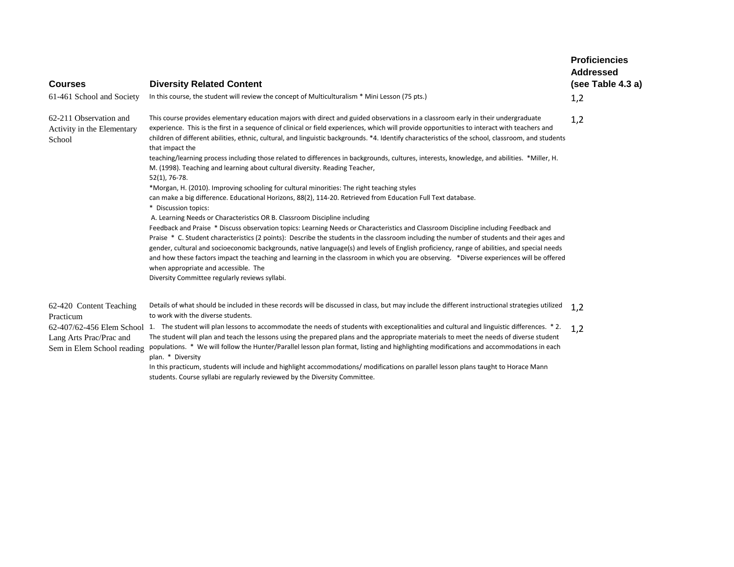| Courses | Diversity Related Content | Proficiencies Addressed (see Table 4.3 a) |
|---|---|---|
| 61-461 School and Society | In this course, the student will review the concept of Multiculturalism * Mini Lesson (75 pts.) | 1,2 |
| 62-211 Observation and Activity in the Elementary School | This course provides elementary education majors with direct and guided observations in a classroom early in their undergraduate experience. This is the first in a sequence of clinical or field experiences, which will provide opportunities to interact with teachers and children of different abilities, ethnic, cultural, and linguistic backgrounds. *4. Identify characteristics of the school, classroom, and students that impact the teaching/learning process including those related to differences in backgrounds, cultures, interests, knowledge, and abilities. *Miller, H. M. (1998). Teaching and learning about cultural diversity. Reading Teacher, 52(1), 76-78. *Morgan, H. (2010). Improving schooling for cultural minorities: The right teaching styles can make a big difference. Educational Horizons, 88(2), 114-20. Retrieved from Education Full Text database. * Discussion topics: A. Learning Needs or Characteristics OR B. Classroom Discipline including Feedback and Praise * Discuss observation topics: Learning Needs or Characteristics and Classroom Discipline including Feedback and Praise * C. Student characteristics (2 points): Describe the students in the classroom including the number of students and their ages and gender, cultural and socioeconomic backgrounds, native language(s) and levels of English proficiency, range of abilities, and special needs and how these factors impact the teaching and learning in the classroom in which you are observing. *Diverse experiences will be offered when appropriate and accessible. The Diversity Committee regularly reviews syllabi. | 1,2 |
| 62-420 Content Teaching Practicum | Details of what should be included in these records will be discussed in class, but may include the different instructional strategies utilized to work with the diverse students. | 1,2 |
| 62-407/62-456 Elem School Lang Arts Prac/Prac and Sem in Elem School reading | 1. The student will plan lessons to accommodate the needs of students with exceptionalities and cultural and linguistic differences. * 2. The student will plan and teach the lessons using the prepared plans and the appropriate materials to meet the needs of diverse student populations. * We will follow the Hunter/Parallel lesson plan format, listing and highlighting modifications and accommodations in each plan. * Diversity In this practicum, students will include and highlight accommodations/ modifications on parallel lesson plans taught to Horace Mann students. Course syllabi are regularly reviewed by the Diversity Committee. | 1,2 |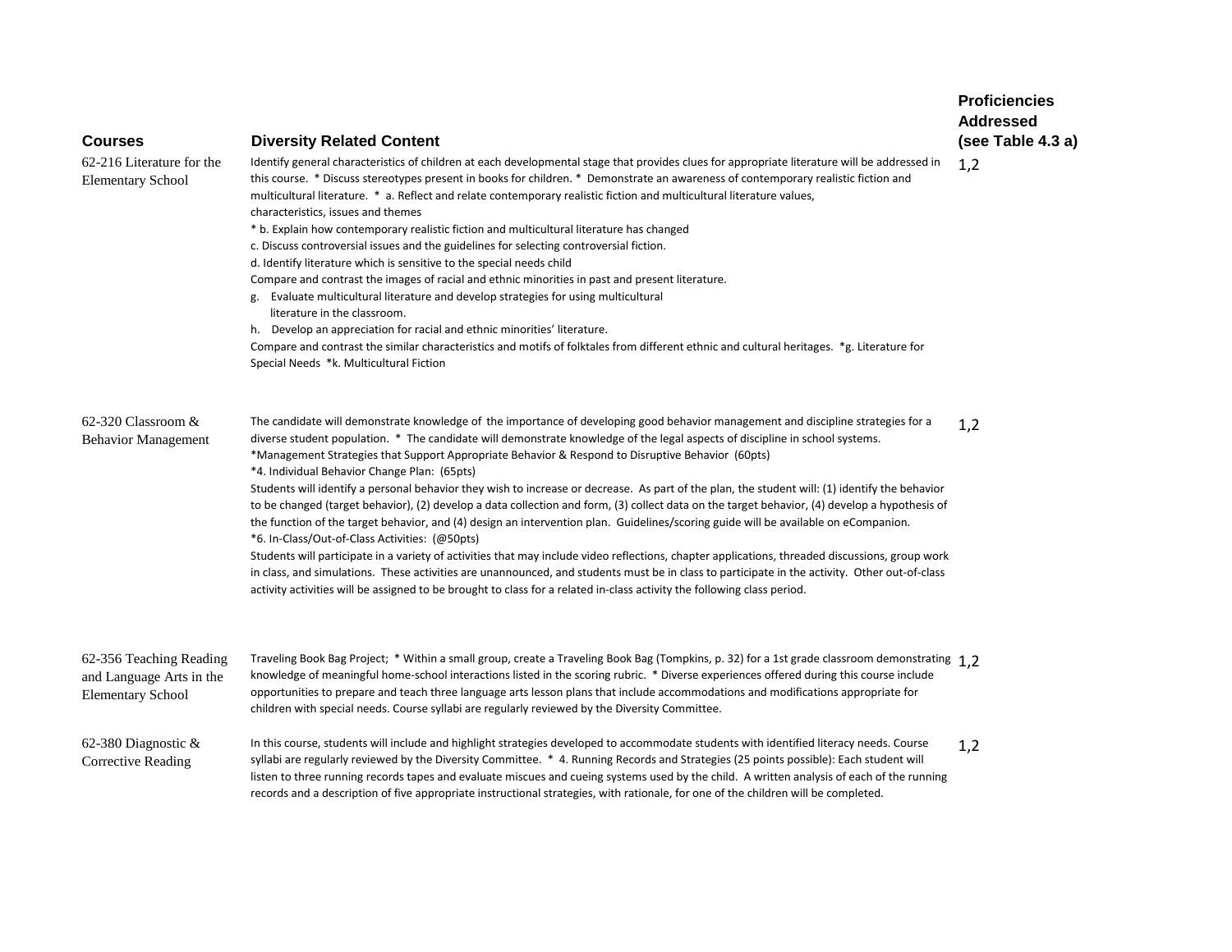| Courses | Diversity Related Content | Proficiencies Addressed (see Table 4.3 a) |
|---|---|---|
| 62-216 Literature for the Elementary School | Identify general characteristics of children at each developmental stage that provides clues for appropriate literature will be addressed in this course. * Discuss stereotypes present in books for children. * Demonstrate an awareness of contemporary realistic fiction and multicultural literature. * a. Reflect and relate contemporary realistic fiction and multicultural literature values, characteristics, issues and themes<br>* b. Explain how contemporary realistic fiction and multicultural literature has changed<br>c. Discuss controversial issues and the guidelines for selecting controversial fiction.<br>d. Identify literature which is sensitive to the special needs child<br>Compare and contrast the images of racial and ethnic minorities in past and present literature.<br>g. Evaluate multicultural literature and develop strategies for using multicultural literature in the classroom.<br>h. Develop an appreciation for racial and ethnic minorities' literature.<br>Compare and contrast the similar characteristics and motifs of folktales from different ethnic and cultural heritages. *g. Literature for Special Needs *k. Multicultural Fiction | 1,2 |
| 62-320 Classroom & Behavior Management | The candidate will demonstrate knowledge of the importance of developing good behavior management and discipline strategies for a diverse student population. * The candidate will demonstrate knowledge of the legal aspects of discipline in school systems.<br>*Management Strategies that Support Appropriate Behavior & Respond to Disruptive Behavior (60pts)<br>*4. Individual Behavior Change Plan: (65pts)<br>Students will identify a personal behavior they wish to increase or decrease. As part of the plan, the student will: (1) identify the behavior to be changed (target behavior), (2) develop a data collection and form, (3) collect data on the target behavior, (4) develop a hypothesis of the function of the target behavior, and (4) design an intervention plan. Guidelines/scoring guide will be available on eCompanion.<br>*6. In-Class/Out-of-Class Activities: (@50pts)<br>Students will participate in a variety of activities that may include video reflections, chapter applications, threaded discussions, group work in class, and simulations. These activities are unannounced, and students must be in class to participate in the activity. Other out-of-class activity activities will be assigned to be brought to class for a related in-class activity the following class period. | 1,2 |
| 62-356 Teaching Reading and Language Arts in the Elementary School | Traveling Book Bag Project; * Within a small group, create a Traveling Book Bag (Tompkins, p. 32) for a 1st grade classroom demonstrating knowledge of meaningful home-school interactions listed in the scoring rubric. * Diverse experiences offered during this course include opportunities to prepare and teach three language arts lesson plans that include accommodations and modifications appropriate for children with special needs. Course syllabi are regularly reviewed by the Diversity Committee. | 1,2 |
| 62-380 Diagnostic & Corrective Reading | In this course, students will include and highlight strategies developed to accommodate students with identified literacy needs. Course syllabi are regularly reviewed by the Diversity Committee. * 4. Running Records and Strategies (25 points possible): Each student will listen to three running records tapes and evaluate miscues and cueing systems used by the child. A written analysis of each of the running records and a description of five appropriate instructional strategies, with rationale, for one of the children will be completed. | 1,2 |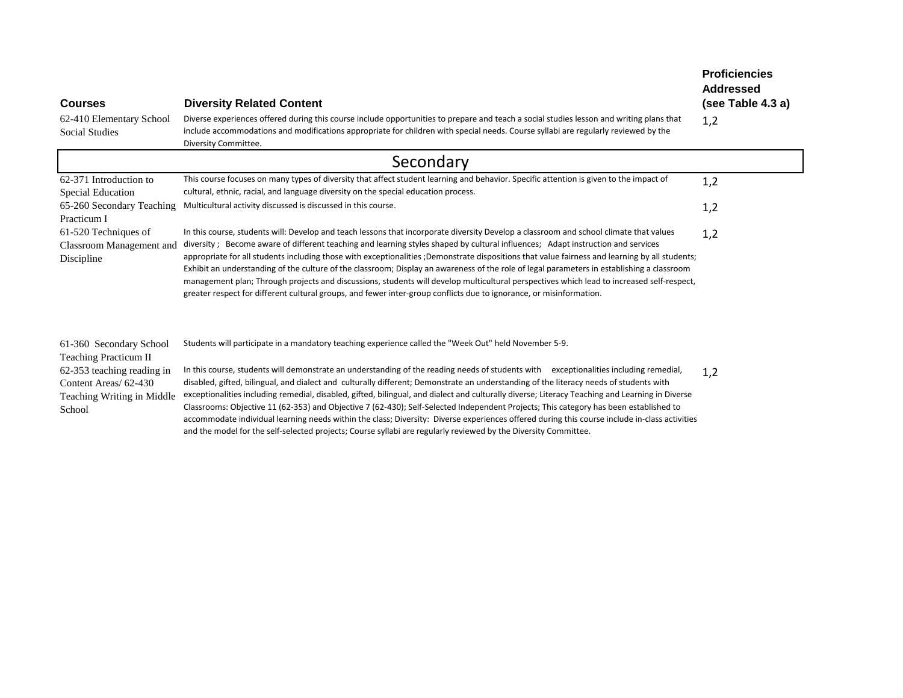| Courses | Diversity Related Content | Proficiencies Addressed (see Table 4.3 a) |
|---|---|---|
| 62-410 Elementary School Social Studies | Diverse experiences offered during this course include opportunities to prepare and teach a social studies lesson and writing plans that include accommodations and modifications appropriate for children with special needs. Course syllabi are regularly reviewed by the Diversity Committee. | 1,2 |
| **Secondary** | | |
| 62-371 Introduction to Special Education | This course focuses on many types of diversity that affect student learning and behavior. Specific attention is given to the impact of cultural, ethnic, racial, and language diversity on the special education process. | 1,2 |
| 65-260 Secondary Teaching Practicum I | Multicultural activity discussed is discussed in this course. | 1,2 |
| 61-520 Techniques of Classroom Management and Discipline | In this course, students will: Develop and teach lessons that incorporate diversity Develop a classroom and school climate that values diversity ; Become aware of different teaching and learning styles shaped by cultural influences; Adapt instruction and services appropriate for all students including those with exceptionalities ;Demonstrate dispositions that value fairness and learning by all students; Exhibit an understanding of the culture of the classroom; Display an awareness of the role of legal parameters in establishing a classroom management plan; Through projects and discussions, students will develop multicultural perspectives which lead to increased self-respect, greater respect for different cultural groups, and fewer inter-group conflicts due to ignorance, or misinformation. | 1,2 |
| 61-360 Secondary School Teaching Practicum II | Students will participate in a mandatory teaching experience called the "Week Out" held November 5-9. | |
| 62-353 teaching reading in Content Areas/ 62-430 Teaching Writing in Middle School | In this course, students will demonstrate an understanding of the reading needs of students with exceptionalities including remedial, disabled, gifted, bilingual, and dialect and culturally different; Demonstrate an understanding of the literacy needs of students with exceptionalities including remedial, disabled, gifted, bilingual, and dialect and culturally diverse; Literacy Teaching and Learning in Diverse Classrooms: Objective 11 (62-353) and Objective 7 (62-430); Self-Selected Independent Projects; This category has been established to accommodate individual learning needs within the class; Diversity: Diverse experiences offered during this course include in-class activities and the model for the self-selected projects; Course syllabi are regularly reviewed by the Diversity Committee. | 1,2 |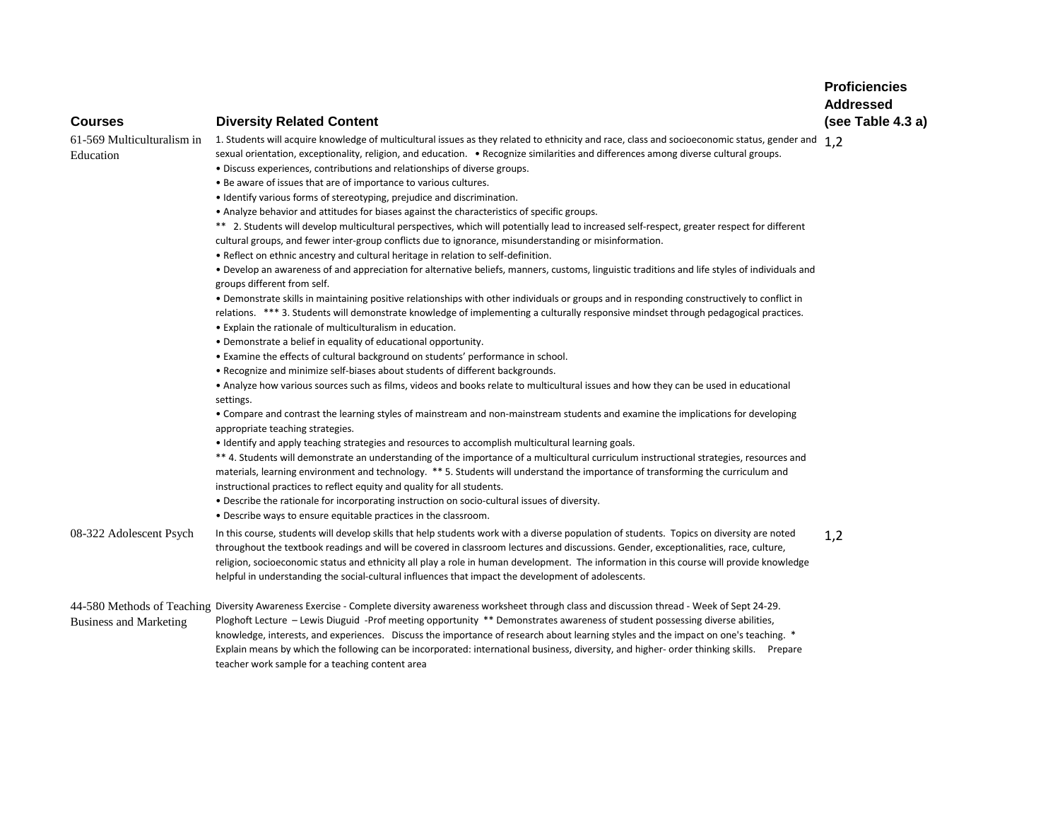| Courses | Diversity Related Content | Proficiencies Addressed (see Table 4.3 a) |
|---|---|---|
| 61-569 Multiculturalism in Education | 1. Students will acquire knowledge of multicultural issues as they related to ethnicity and race, class and socioeconomic status, gender and sexual orientation, exceptionality, religion, and education. • Recognize similarities and differences among diverse cultural groups.<br>• Discuss experiences, contributions and relationships of diverse groups.<br>• Be aware of issues that are of importance to various cultures.<br>• Identify various forms of stereotyping, prejudice and discrimination.<br>• Analyze behavior and attitudes for biases against the characteristics of specific groups.<br>** 2. Students will develop multicultural perspectives, which will potentially lead to increased self-respect, greater respect for different cultural groups, and fewer inter-group conflicts due to ignorance, misunderstanding or misinformation.<br>• Reflect on ethnic ancestry and cultural heritage in relation to self-definition.<br>• Develop an awareness of and appreciation for alternative beliefs, manners, customs, linguistic traditions and life styles of individuals and groups different from self.<br>• Demonstrate skills in maintaining positive relationships with other individuals or groups and in responding constructively to conflict in relations. *** 3. Students will demonstrate knowledge of implementing a culturally responsive mindset through pedagogical practices.<br>• Explain the rationale of multiculturalism in education.<br>• Demonstrate a belief in equality of educational opportunity.<br>• Examine the effects of cultural background on students' performance in school.<br>• Recognize and minimize self-biases about students of different backgrounds.<br>• Analyze how various sources such as films, videos and books relate to multicultural issues and how they can be used in educational settings.<br>• Compare and contrast the learning styles of mainstream and non-mainstream students and examine the implications for developing appropriate teaching strategies.<br>• Identify and apply teaching strategies and resources to accomplish multicultural learning goals.<br>** 4. Students will demonstrate an understanding of the importance of a multicultural curriculum instructional strategies, resources and materials, learning environment and technology. ** 5. Students will understand the importance of transforming the curriculum and instructional practices to reflect equity and quality for all students.<br>• Describe the rationale for incorporating instruction on socio-cultural issues of diversity.<br>• Describe ways to ensure equitable practices in the classroom. | 1,2 |
| 08-322 Adolescent Psych | In this course, students will develop skills that help students work with a diverse population of students. Topics on diversity are noted throughout the textbook readings and will be covered in classroom lectures and discussions. Gender, exceptionalities, race, culture, religion, socioeconomic status and ethnicity all play a role in human development. The information in this course will provide knowledge helpful in understanding the social-cultural influences that impact the development of adolescents. | 1,2 |
| 44-580 Methods of Teaching Business and Marketing | Diversity Awareness Exercise - Complete diversity awareness worksheet through class and discussion thread - Week of Sept 24-29. Ploghoft Lecture – Lewis Diuguid -Prof meeting opportunity ** Demonstrates awareness of student possessing diverse abilities, knowledge, interests, and experiences. Discuss the importance of research about learning styles and the impact on one's teaching. * Explain means by which the following can be incorporated: international business, diversity, and higher- order thinking skills. Prepare teacher work sample for a teaching content area | |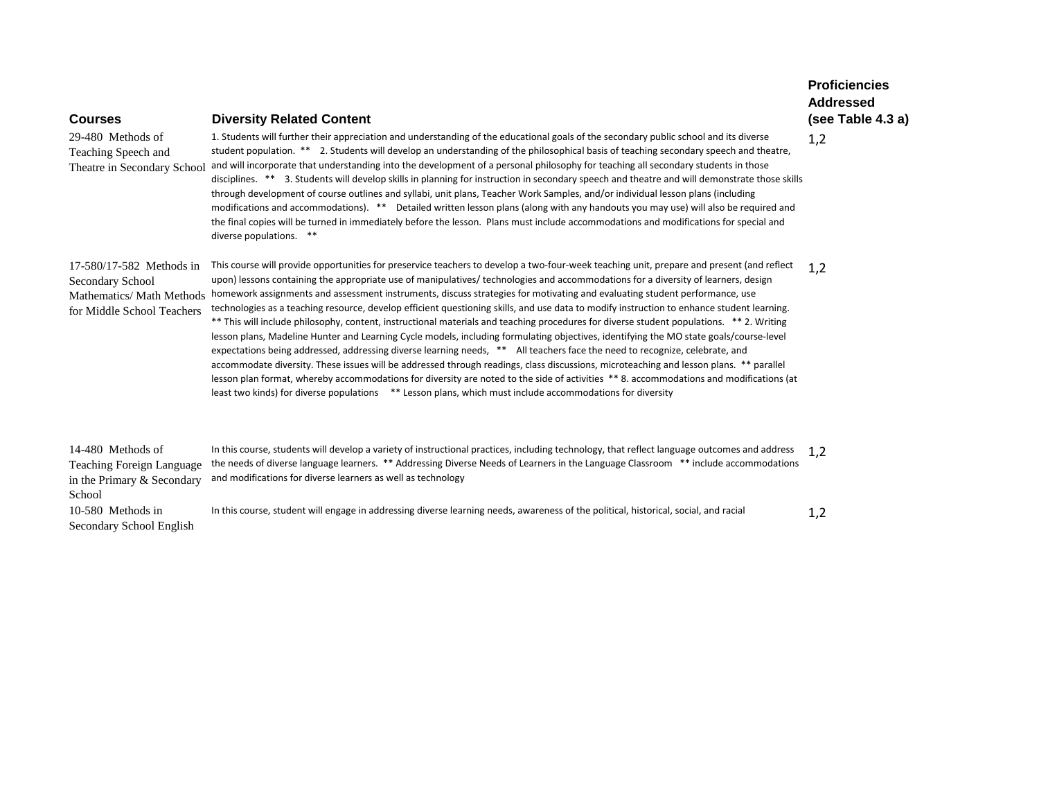| Courses | Diversity Related Content | Proficiencies Addressed (see Table 4.3 a) |
|---|---|---|
| 29-480 Methods of Teaching Speech and Theatre in Secondary School | 1. Students will further their appreciation and understanding of the educational goals of the secondary public school and its diverse student population. ** 2. Students will develop an understanding of the philosophical basis of teaching secondary speech and theatre, and will incorporate that understanding into the development of a personal philosophy for teaching all secondary students in those disciplines. ** 3. Students will develop skills in planning for instruction in secondary speech and theatre and will demonstrate those skills through development of course outlines and syllabi, unit plans, Teacher Work Samples, and/or individual lesson plans (including modifications and accommodations). ** Detailed written lesson plans (along with any handouts you may use) will also be required and the final copies will be turned in immediately before the lesson. Plans must include accommodations and modifications for special and diverse populations. ** | 1,2 |
| 17-580/17-582 Methods in Secondary School Mathematics/ Math Methods for Middle School Teachers | This course will provide opportunities for preservice teachers to develop a two-four-week teaching unit, prepare and present (and reflect upon) lessons containing the appropriate use of manipulatives/ technologies and accommodations for a diversity of learners, design homework assignments and assessment instruments, discuss strategies for motivating and evaluating student performance, use technologies as a teaching resource, develop efficient questioning skills, and use data to modify instruction to enhance student learning. ** This will include philosophy, content, instructional materials and teaching procedures for diverse student populations. ** 2. Writing lesson plans, Madeline Hunter and Learning Cycle models, including formulating objectives, identifying the MO state goals/course-level expectations being addressed, addressing diverse learning needs, ** All teachers face the need to recognize, celebrate, and accommodate diversity. These issues will be addressed through readings, class discussions, microteaching and lesson plans. ** parallel lesson plan format, whereby accommodations for diversity are noted to the side of activities ** 8. accommodations and modifications (at least two kinds) for diverse populations ** Lesson plans, which must include accommodations for diversity | 1,2 |
| 14-480 Methods of Teaching Foreign Language in the Primary & Secondary School | In this course, students will develop a variety of instructional practices, including technology, that reflect language outcomes and address the needs of diverse language learners. ** Addressing Diverse Needs of Learners in the Language Classroom ** include accommodations and modifications for diverse learners as well as technology | 1,2 |
| 10-580 Methods in Secondary School English | In this course, student will engage in addressing diverse learning needs, awareness of the political, historical, social, and racial | 1,2 |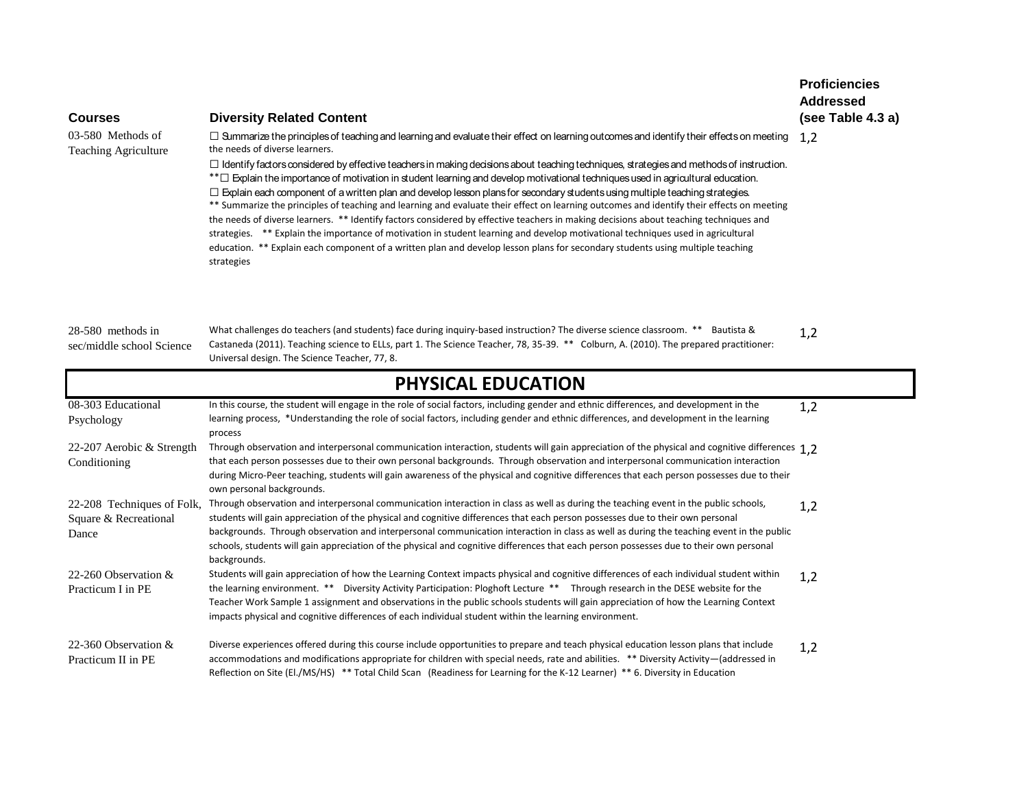| Courses | Diversity Related Content | Proficiencies Addressed (see Table 4.3 a) |
|---|---|---|
| 03-580 Methods of Teaching Agriculture | ☐ Summarize the principles of teaching and learning and evaluate their effect on learning outcomes and identify their effects on meeting the needs of diverse learners. ☐ Identify factors considered by effective teachers in making decisions about teaching techniques, strategies and methods of instruction. **☐ Explain the importance of motivation in student learning and develop motivational techniques used in agricultural education. ☐ Explain each component of a written plan and develop lesson plans for secondary students using multiple teaching strategies. ** Summarize the principles of teaching and learning and evaluate their effect on learning outcomes and identify their effects on meeting the needs of diverse learners. ** Identify factors considered by effective teachers in making decisions about teaching techniques and strategies. ** Explain the importance of motivation in student learning and develop motivational techniques used in agricultural education. ** Explain each component of a written plan and develop lesson plans for secondary students using multiple teaching strategies | 1,2 |
| 28-580 methods in sec/middle school Science | What challenges do teachers (and students) face during inquiry-based instruction? The diverse science classroom. ** Bautista & Castaneda (2011). Teaching science to ELLs, part 1. The Science Teacher, 78, 35-39. ** Colburn, A. (2010). The prepared practitioner: Universal design. The Science Teacher, 77, 8. | 1,2 |
| **PHYSICAL EDUCATION** | | |
| 08-303 Educational Psychology | In this course, the student will engage in the role of social factors, including gender and ethnic differences, and development in the learning process, *Understanding the role of social factors, including gender and ethnic differences, and development in the learning process | 1,2 |
| 22-207 Aerobic & Strength Conditioning | Through observation and interpersonal communication interaction, students will gain appreciation of the physical and cognitive differences that each person possesses due to their own personal backgrounds. Through observation and interpersonal communication interaction during Micro-Peer teaching, students will gain awareness of the physical and cognitive differences that each person possesses due to their own personal backgrounds. | 1,2 |
| 22-208 Techniques of Folk, Square & Recreational Dance | Through observation and interpersonal communication interaction in class as well as during the teaching event in the public schools, students will gain appreciation of the physical and cognitive differences that each person possesses due to their own personal backgrounds. Through observation and interpersonal communication interaction in class as well as during the teaching event in the public schools, students will gain appreciation of the physical and cognitive differences that each person possesses due to their own personal backgrounds. | 1,2 |
| 22-260 Observation & Practicum I in PE | Students will gain appreciation of how the Learning Context impacts physical and cognitive differences of each individual student within the learning environment. ** Diversity Activity Participation: Ploghoft Lecture ** Through research in the DESE website for the Teacher Work Sample 1 assignment and observations in the public schools students will gain appreciation of how the Learning Context impacts physical and cognitive differences of each individual student within the learning environment. | 1,2 |
| 22-360 Observation & Practicum II in PE | Diverse experiences offered during this course include opportunities to prepare and teach physical education lesson plans that include accommodations and modifications appropriate for children with special needs, rate and abilities. ** Diversity Activity—(addressed in Reflection on Site (El./MS/HS) ** Total Child Scan (Readiness for Learning for the K-12 Learner) ** 6. Diversity in Education | 1,2 |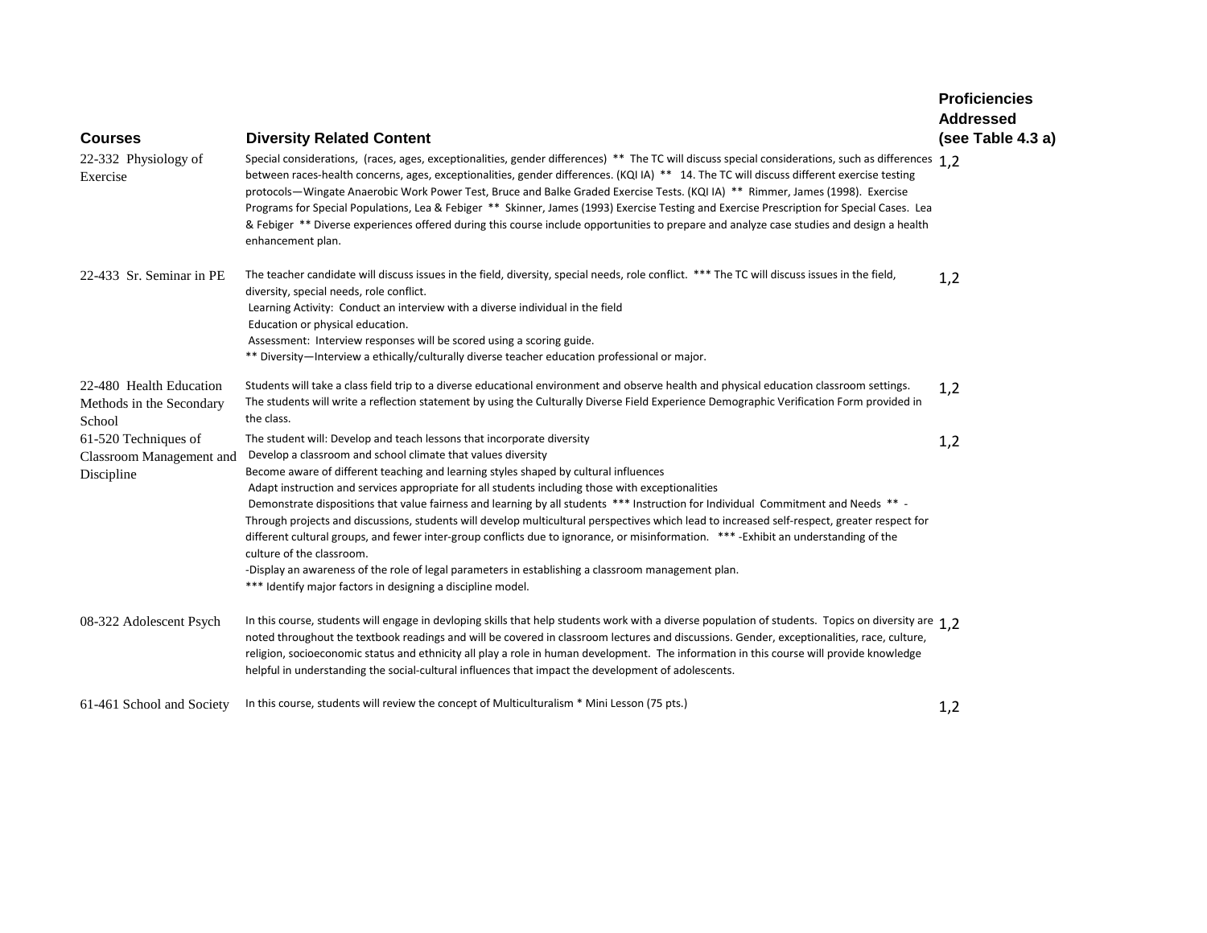| Courses | Diversity Related Content | Proficiencies Addressed (see Table 4.3 a) |
|---|---|---|
| 22-332 Physiology of Exercise | Special considerations, (races, ages, exceptionalities, gender differences) ** The TC will discuss special considerations, such as differences between races-health concerns, ages, exceptionalities, gender differences. (KQI IA) ** 14. The TC will discuss different exercise testing protocols—Wingate Anaerobic Work Power Test, Bruce and Balke Graded Exercise Tests. (KQI IA) ** Rimmer, James (1998). Exercise Programs for Special Populations, Lea & Febiger ** Skinner, James (1993) Exercise Testing and Exercise Prescription for Special Cases. Lea & Febiger ** Diverse experiences offered during this course include opportunities to prepare and analyze case studies and design a health enhancement plan. | 1,2 |
| 22-433 Sr. Seminar in PE | The teacher candidate will discuss issues in the field, diversity, special needs, role conflict. *** The TC will discuss issues in the field, diversity, special needs, role conflict.<br>Learning Activity: Conduct an interview with a diverse individual in the field<br>Education or physical education.<br>Assessment: Interview responses will be scored using a scoring guide.<br>** Diversity—Interview a ethically/culturally diverse teacher education professional or major. | 1,2 |
| 22-480 Health Education Methods in the Secondary School | Students will take a class field trip to a diverse educational environment and observe health and physical education classroom settings. The students will write a reflection statement by using the Culturally Diverse Field Experience Demographic Verification Form provided in the class. | 1,2 |
| 61-520 Techniques of Classroom Management and Discipline | The student will: Develop and teach lessons that incorporate diversity<br>Develop a classroom and school climate that values diversity<br>Become aware of different teaching and learning styles shaped by cultural influences<br>Adapt instruction and services appropriate for all students including those with exceptionalities<br>Demonstrate dispositions that value fairness and learning by all students *** Instruction for Individual Commitment and Needs ** -Through projects and discussions, students will develop multicultural perspectives which lead to increased self-respect, greater respect for different cultural groups, and fewer inter-group conflicts due to ignorance, or misinformation. *** -Exhibit an understanding of the culture of the classroom.<br>-Display an awareness of the role of legal parameters in establishing a classroom management plan.<br>*** Identify major factors in designing a discipline model. | 1,2 |
| 08-322 Adolescent Psych | In this course, students will engage in devloping skills that help students work with a diverse population of students. Topics on diversity are noted throughout the textbook readings and will be covered in classroom lectures and discussions. Gender, exceptionalities, race, culture, religion, socioeconomic status and ethnicity all play a role in human development. The information in this course will provide knowledge helpful in understanding the social-cultural influences that impact the development of adolescents. | 1,2 |
| 61-461 School and Society | In this course, students will review the concept of Multiculturalism * Mini Lesson (75 pts.) | 1,2 |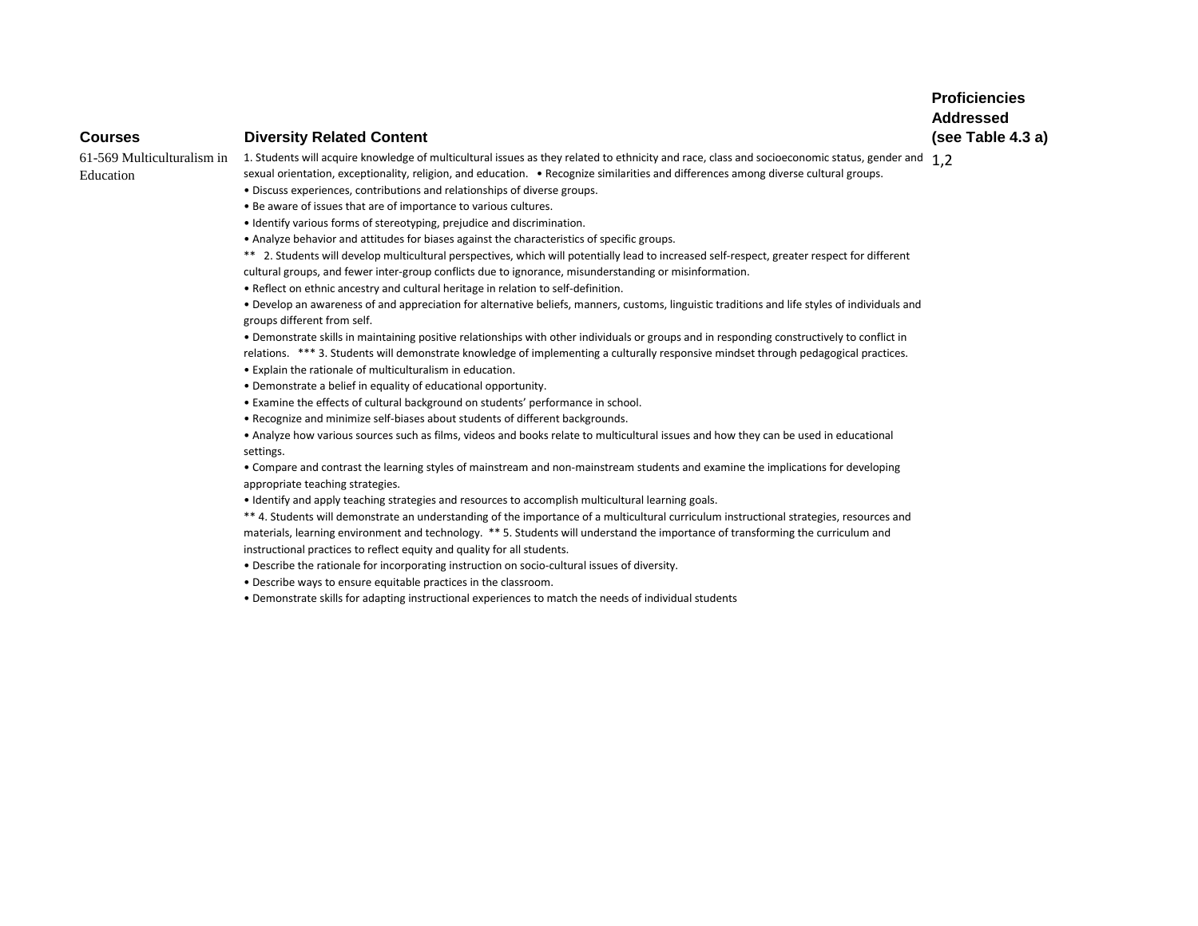| Courses | Diversity Related Content | Proficiencies Addressed (see Table 4.3 a) |
|---|---|---|
| 61-569 Multiculturalism in Education | 1. Students will acquire knowledge of multicultural issues as they related to ethnicity and race, class and socioeconomic status, gender and sexual orientation, exceptionality, religion, and education. • Recognize similarities and differences among diverse cultural groups.<br>• Discuss experiences, contributions and relationships of diverse groups.<br>• Be aware of issues that are of importance to various cultures.<br>• Identify various forms of stereotyping, prejudice and discrimination.<br>• Analyze behavior and attitudes for biases against the characteristics of specific groups.<br>** 2. Students will develop multicultural perspectives, which will potentially lead to increased self-respect, greater respect for different cultural groups, and fewer inter-group conflicts due to ignorance, misunderstanding or misinformation.<br>• Reflect on ethnic ancestry and cultural heritage in relation to self-definition.<br>• Develop an awareness of and appreciation for alternative beliefs, manners, customs, linguistic traditions and life styles of individuals and groups different from self.<br>• Demonstrate skills in maintaining positive relationships with other individuals or groups and in responding constructively to conflict in relations. *** 3. Students will demonstrate knowledge of implementing a culturally responsive mindset through pedagogical practices.<br>• Explain the rationale of multiculturalism in education.<br>• Demonstrate a belief in equality of educational opportunity.<br>• Examine the effects of cultural background on students' performance in school.<br>• Recognize and minimize self-biases about students of different backgrounds.<br>• Analyze how various sources such as films, videos and books relate to multicultural issues and how they can be used in educational settings.<br>• Compare and contrast the learning styles of mainstream and non-mainstream students and examine the implications for developing appropriate teaching strategies.<br>• Identify and apply teaching strategies and resources to accomplish multicultural learning goals.<br>** 4. Students will demonstrate an understanding of the importance of a multicultural curriculum instructional strategies, resources and materials, learning environment and technology. ** 5. Students will understand the importance of transforming the curriculum and instructional practices to reflect equity and quality for all students.<br>• Describe the rationale for incorporating instruction on socio-cultural issues of diversity.<br>• Describe ways to ensure equitable practices in the classroom.<br>• Demonstrate skills for adapting instructional experiences to match the needs of individual students | 1,2 |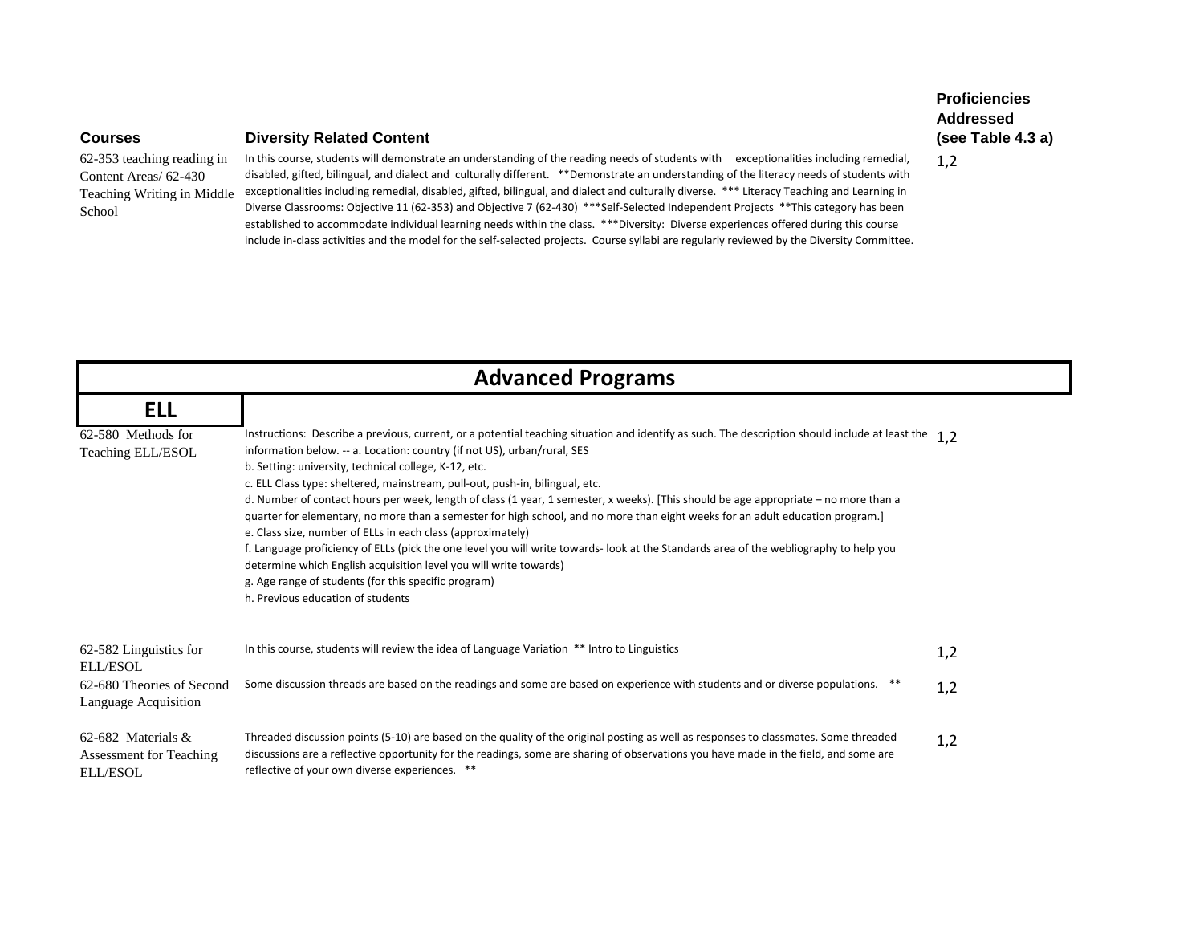| Courses | Diversity Related Content | Proficiencies Addressed (see Table 4.3 a) |
|---|---|---|
| 62-353 teaching reading in Content Areas/ 62-430 Teaching Writing in Middle School | In this course, students will demonstrate an understanding of the reading needs of students with exceptionalities including remedial, disabled, gifted, bilingual, and dialect and culturally different. **Demonstrate an understanding of the literacy needs of students with exceptionalities including remedial, disabled, gifted, bilingual, and dialect and culturally diverse. *** Literacy Teaching and Learning in Diverse Classrooms: Objective 11 (62-353) and Objective 7 (62-430) ***Self-Selected Independent Projects **This category has been established to accommodate individual learning needs within the class. ***Diversity: Diverse experiences offered during this course include in-class activities and the model for the self-selected projects. Course syllabi are regularly reviewed by the Diversity Committee. | 1,2 |

## Advanced Programs

### ELL

| Courses | Diversity Related Content | Proficiencies Addressed |
|---|---|---|
| 62-580 Methods for Teaching ELL/ESOL | Instructions: Describe a previous, current, or a potential teaching situation and identify as such. The description should include at least the information below. -- a. Location: country (if not US), urban/rural, SES<br>b. Setting: university, technical college, K-12, etc.<br>c. ELL Class type: sheltered, mainstream, pull-out, push-in, bilingual, etc.<br>d. Number of contact hours per week, length of class (1 year, 1 semester, x weeks). [This should be age appropriate – no more than a quarter for elementary, no more than a semester for high school, and no more than eight weeks for an adult education program.]<br>e. Class size, number of ELLs in each class (approximately)<br>f. Language proficiency of ELLs (pick the one level you will write towards- look at the Standards area of the webliography to help you determine which English acquisition level you will write towards)<br>g. Age range of students (for this specific program)<br>h. Previous education of students | 1,2 |
| 62-582 Linguistics for ELL/ESOL | In this course, students will review the idea of Language Variation ** Intro to Linguistics | 1,2 |
| 62-680 Theories of Second Language Acquisition | Some discussion threads are based on the readings and some are based on experience with students and or diverse populations. ** | 1,2 |
| 62-682 Materials & Assessment for Teaching ELL/ESOL | Threaded discussion points (5-10) are based on the quality of the original posting as well as responses to classmates. Some threaded discussions are a reflective opportunity for the readings, some are sharing of observations you have made in the field, and some are reflective of your own diverse experiences. ** | 1,2 |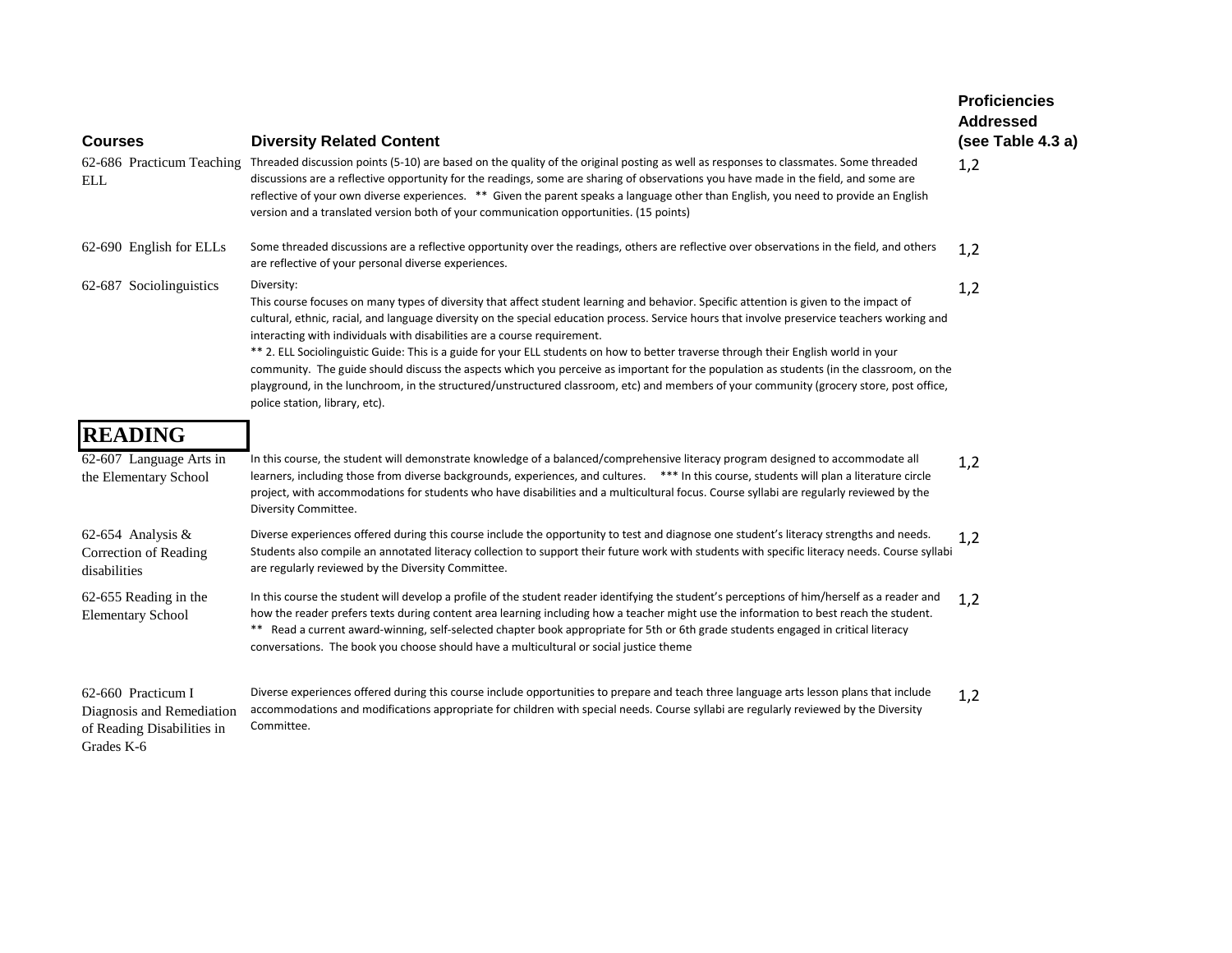| Courses | Diversity Related Content | Proficiencies Addressed (see Table 4.3 a) |
|---|---|---|
| 62-686 Practicum Teaching ELL | Threaded discussion points (5-10) are based on the quality of the original posting as well as responses to classmates. Some threaded discussions are a reflective opportunity for the readings, some are sharing of observations you have made in the field, and some are reflective of your own diverse experiences. ** Given the parent speaks a language other than English, you need to provide an English version and a translated version both of your communication opportunities. (15 points) | 1,2 |
| 62-690 English for ELLs | Some threaded discussions are a reflective opportunity over the readings, others are reflective over observations in the field, and others are reflective of your personal diverse experiences. | 1,2 |
| 62-687 Sociolinguistics | Diversity: This course focuses on many types of diversity that affect student learning and behavior. Specific attention is given to the impact of cultural, ethnic, racial, and language diversity on the special education process. Service hours that involve preservice teachers working and interacting with individuals with disabilities are a course requirement. ** 2. ELL Sociolinguistic Guide: This is a guide for your ELL students on how to better traverse through their English world in your community. The guide should discuss the aspects which you perceive as important for the population as students (in the classroom, on the playground, in the lunchroom, in the structured/unstructured classroom, etc) and members of your community (grocery store, post office, police station, library, etc). | 1,2 |
| **READING** | | |
| 62-607 Language Arts in the Elementary School | In this course, the student will demonstrate knowledge of a balanced/comprehensive literacy program designed to accommodate all learners, including those from diverse backgrounds, experiences, and cultures. *** In this course, students will plan a literature circle project, with accommodations for students who have disabilities and a multicultural focus. Course syllabi are regularly reviewed by the Diversity Committee. | 1,2 |
| 62-654 Analysis & Correction of Reading disabilities | Diverse experiences offered during this course include the opportunity to test and diagnose one student's literacy strengths and needs. Students also compile an annotated literacy collection to support their future work with students with specific literacy needs. Course syllabi are regularly reviewed by the Diversity Committee. | 1,2 |
| 62-655 Reading in the Elementary School | In this course the student will develop a profile of the student reader identifying the student's perceptions of him/herself as a reader and how the reader prefers texts during content area learning including how a teacher might use the information to best reach the student. ** Read a current award-winning, self-selected chapter book appropriate for 5th or 6th grade students engaged in critical literacy conversations. The book you choose should have a multicultural or social justice theme | 1,2 |
| 62-660 Practicum I Diagnosis and Remediation of Reading Disabilities in Grades K-6 | Diverse experiences offered during this course include opportunities to prepare and teach three language arts lesson plans that include accommodations and modifications appropriate for children with special needs. Course syllabi are regularly reviewed by the Diversity Committee. | 1,2 |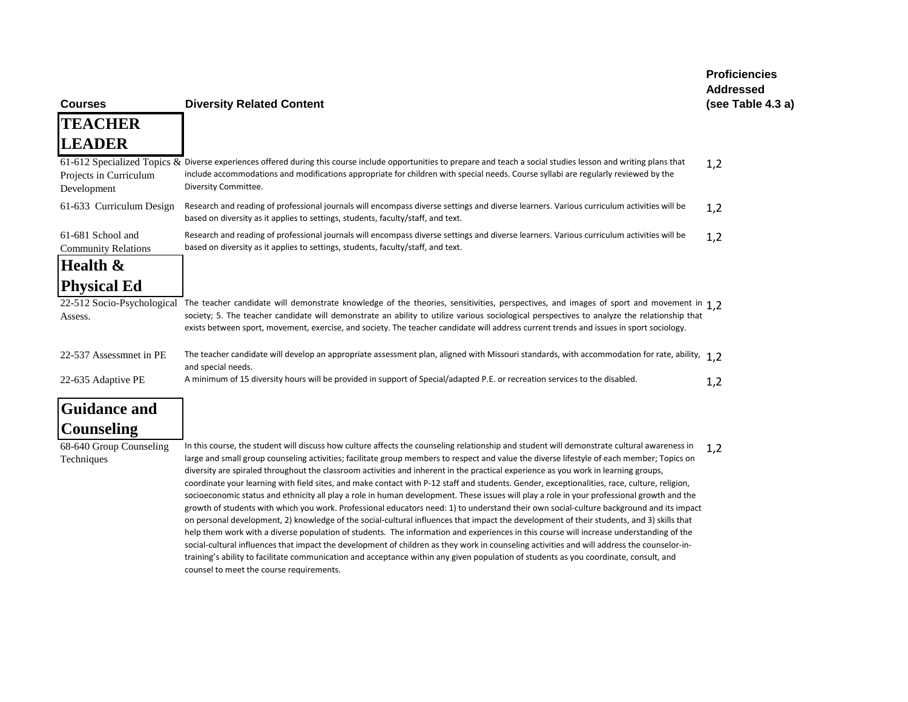| Courses | Diversity Related Content | Proficiencies Addressed (see Table 4.3 a) |
|---|---|---|
| **TEACHER LEADER** | | |
| 61-612 Specialized Topics & Projects in Curriculum Development | Diverse experiences offered during this course include opportunities to prepare and teach a social studies lesson and writing plans that include accommodations and modifications appropriate for children with special needs. Course syllabi are regularly reviewed by the Diversity Committee. | 1,2 |
| 61-633 Curriculum Design | Research and reading of professional journals will encompass diverse settings and diverse learners. Various curriculum activities will be based on diversity as it applies to settings, students, faculty/staff, and text. | 1,2 |
| 61-681 School and Community Relations | Research and reading of professional journals will encompass diverse settings and diverse learners. Various curriculum activities will be based on diversity as it applies to settings, students, faculty/staff, and text. | 1,2 |
| **Health & Physical Ed** | | |
| 22-512 Socio-Psychological Assess. | The teacher candidate will demonstrate knowledge of the theories, sensitivities, perspectives, and images of sport and movement in society; 5. The teacher candidate will demonstrate an ability to utilize various sociological perspectives to analyze the relationship that exists between sport, movement, exercise, and society. The teacher candidate will address current trends and issues in sport sociology. | 1,2 |
| 22-537 Assessmnet in PE | The teacher candidate will develop an appropriate assessment plan, aligned with Missouri standards, with accommodation for rate, ability, and special needs. | 1,2 |
| 22-635 Adaptive PE | A minimum of 15 diversity hours will be provided in support of Special/adapted P.E. or recreation services to the disabled. | 1,2 |
| **Guidance and Counseling** | | |
| 68-640 Group Counseling Techniques | In this course, the student will discuss how culture affects the counseling relationship and student will demonstrate cultural awareness in large and small group counseling activities; facilitate group members to respect and value the diverse lifestyle of each member; Topics on diversity are spiraled throughout the classroom activities and inherent in the practical experience as you work in learning groups, coordinate your learning with field sites, and make contact with P-12 staff and students. Gender, exceptionalities, race, culture, religion, socioeconomic status and ethnicity all play a role in human development. These issues will play a role in your professional growth and the growth of students with which you work. Professional educators need: 1) to understand their own social-culture background and its impact on personal development, 2) knowledge of the social-cultural influences that impact the development of their students, and 3) skills that help them work with a diverse population of students. The information and experiences in this course will increase understanding of the social-cultural influences that impact the development of children as they work in counseling activities and will address the counselor-in-training's ability to facilitate communication and acceptance within any given population of students as you coordinate, consult, and counsel to meet the course requirements. | 1,2 |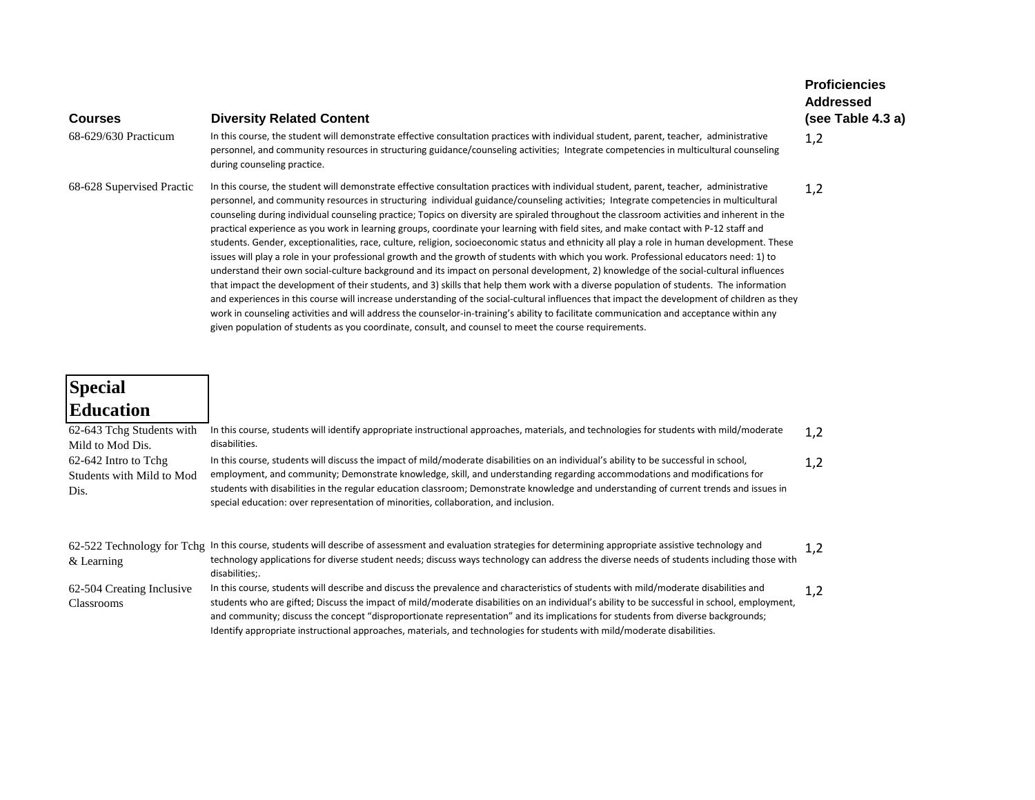| Courses | Diversity Related Content | Proficiencies Addressed (see Table 4.3 a) |
|---|---|---|
| 68-629/630 Practicum | In this course, the student will demonstrate effective consultation practices with individual student, parent, teacher, administrative personnel, and community resources in structuring guidance/counseling activities; Integrate competencies in multicultural counseling during counseling practice. | 1,2 |
| 68-628 Supervised Practic | In this course, the student will demonstrate effective consultation practices with individual student, parent, teacher, administrative personnel, and community resources in structuring individual guidance/counseling activities; Integrate competencies in multicultural counseling during individual counseling practice; Topics on diversity are spiraled throughout the classroom activities and inherent in the practical experience as you work in learning groups, coordinate your learning with field sites, and make contact with P-12 staff and students. Gender, exceptionalities, race, culture, religion, socioeconomic status and ethnicity all play a role in human development. These issues will play a role in your professional growth and the growth of students with which you work. Professional educators need: 1) to understand their own social-culture background and its impact on personal development, 2) knowledge of the social-cultural influences that impact the development of their students, and 3) skills that help them work with a diverse population of students. The information and experiences in this course will increase understanding of the social-cultural influences that impact the development of children as they work in counseling activities and will address the counselor-in-training's ability to facilitate communication and acceptance within any given population of students as you coordinate, consult, and counsel to meet the course requirements. | 1,2 |
| **Special Education** | | |
| 62-643 Tchg Students with Mild to Mod Dis. | In this course, students will identify appropriate instructional approaches, materials, and technologies for students with mild/moderate disabilities. | 1,2 |
| 62-642 Intro to Tchg Students with Mild to Mod Dis. | In this course, students will discuss the impact of mild/moderate disabilities on an individual's ability to be successful in school, employment, and community; Demonstrate knowledge, skill, and understanding regarding accommodations and modifications for students with disabilities in the regular education classroom; Demonstrate knowledge and understanding of current trends and issues in special education: over representation of minorities, collaboration, and inclusion. | 1,2 |
| 62-522 Technology for Tchg & Learning | In this course, students will describe of assessment and evaluation strategies for determining appropriate assistive technology and technology applications for diverse student needs; discuss ways technology can address the diverse needs of students including those with disabilities;. | 1,2 |
| 62-504 Creating Inclusive Classrooms | In this course, students will describe and discuss the prevalence and characteristics of students with mild/moderate disabilities and students who are gifted; Discuss the impact of mild/moderate disabilities on an individual's ability to be successful in school, employment, and community; discuss the concept "disproportionate representation" and its implications for students from diverse backgrounds; Identify appropriate instructional approaches, materials, and technologies for students with mild/moderate disabilities. | 1,2 |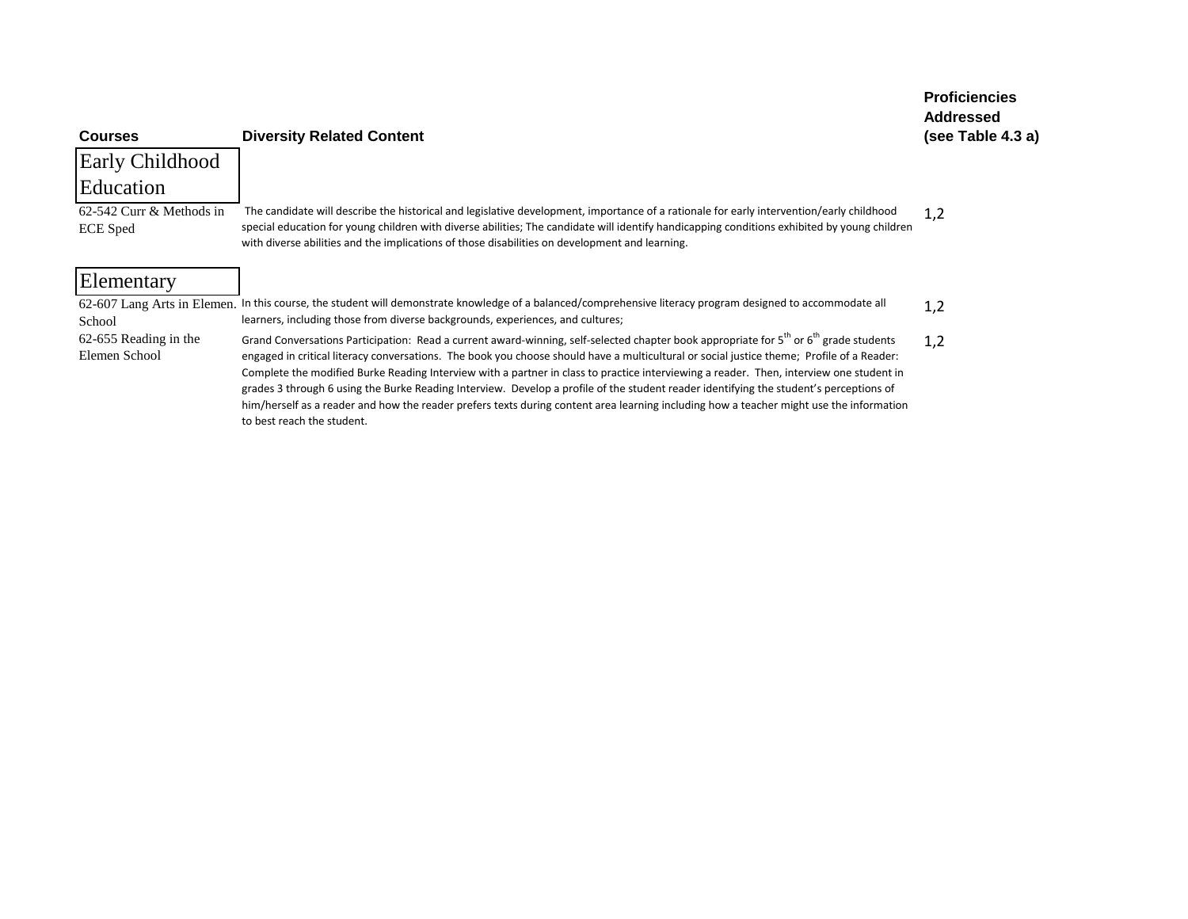| Courses | Diversity Related Content | Proficiencies Addressed (see Table 4.3 a) |
| --- | --- | --- |
| **Early Childhood Education** | | |
| 62-542 Curr & Methods in ECE Sped | The candidate will describe the historical and legislative development, importance of a rationale for early intervention/early childhood special education for young children with diverse abilities; The candidate will identify handicapping conditions exhibited by young children with diverse abilities and the implications of those disabilities on development and learning. | 1,2 |
| **Elementary** | | |
| 62-607 Lang Arts in Elemen. School | In this course, the student will demonstrate knowledge of a balanced/comprehensive literacy program designed to accommodate all learners, including those from diverse backgrounds, experiences, and cultures; | 1,2 |
| 62-655 Reading in the Elemen School | Grand Conversations Participation: Read a current award-winning, self-selected chapter book appropriate for 5th or 6th grade students engaged in critical literacy conversations. The book you choose should have a multicultural or social justice theme; Profile of a Reader: Complete the modified Burke Reading Interview with a partner in class to practice interviewing a reader. Then, interview one student in grades 3 through 6 using the Burke Reading Interview. Develop a profile of the student reader identifying the student's perceptions of him/herself as a reader and how the reader prefers texts during content area learning including how a teacher might use the information to best reach the student. | 1,2 |